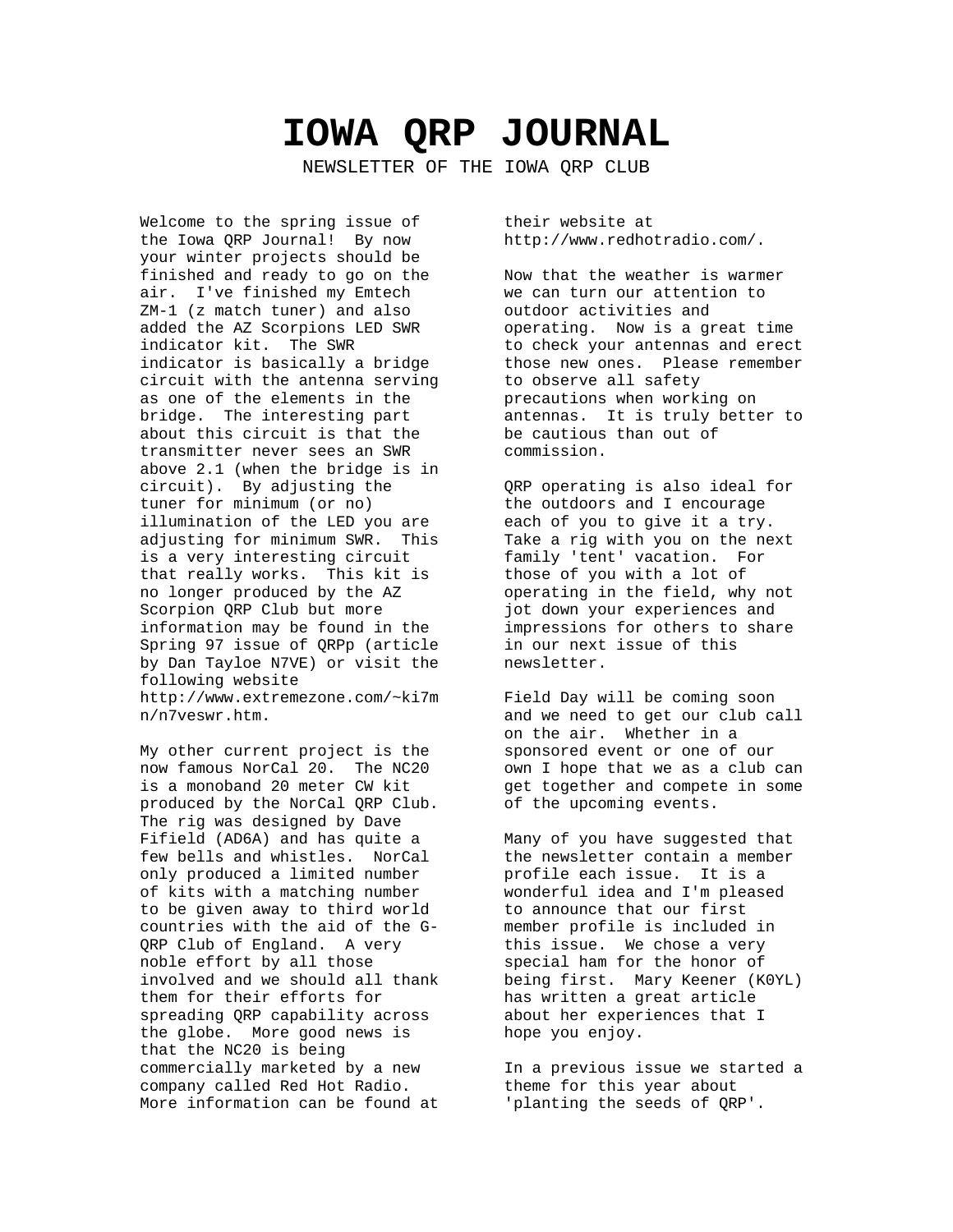# IOWA QRP JOURNAL

NEWSLETTER OF THE IOWA QRP CLUB

Welcome to the spring issue of the Iowa QRP Journal! By now your winter projects should be finished and ready to go on the air. I've finished my Emtech ZM-1 (z match tuner) and also added the AZ Scorpions LED SWR indicator kit. The SWR indicator is basically a bridge circuit with the antenna serving as one of the elements in the bridge. The interesting part about this circuit is that the transmitter never sees an SWR above 2.1 (when the bridge is in circuit). By adjusting the tuner for minimum (or no) illumination of the LED you are adjusting for minimum SWR. This is a very interesting circuit that really works. This kit is no longer produced by the AZ Scorpion QRP Club but more information may be found in the Spring 97 issue of QRPp (article by Dan Tayloe N7VE) or visit the following website http://www.extremezone.com/~ki7mn/n7veswr.htm.

My other current project is the now famous NorCal 20. The NC20 is a monoband 20 meter CW kit produced by the NorCal QRP Club. The rig was designed by Dave Fifield (AD6A) and has quite a few bells and whistles. NorCal only produced a limited number of kits with a matching number to be given away to third world countries with the aid of the G-QRP Club of England. A very noble effort by all those involved and we should all thank them for their efforts for spreading QRP capability across the globe. More good news is that the NC20 is being commercially marketed by a new company called Red Hot Radio. More information can be found at their website at http://www.redhotradio.com/.

Now that the weather is warmer we can turn our attention to outdoor activities and operating. Now is a great time to check your antennas and erect those new ones. Please remember to observe all safety precautions when working on antennas. It is truly better to be cautious than out of commission.

QRP operating is also ideal for the outdoors and I encourage each of you to give it a try. Take a rig with you on the next family 'tent' vacation. For those of you with a lot of operating in the field, why not jot down your experiences and impressions for others to share in our next issue of this newsletter.

Field Day will be coming soon and we need to get our club call on the air. Whether in a sponsored event or one of our own I hope that we as a club can get together and compete in some of the upcoming events.

Many of you have suggested that the newsletter contain a member profile each issue. It is a wonderful idea and I'm pleased to announce that our first member profile is included in this issue. We chose a very special ham for the honor of being first. Mary Keener (K0YL) has written a great article about her experiences that I hope you enjoy.

In a previous issue we started a theme for this year about 'planting the seeds of QRP'.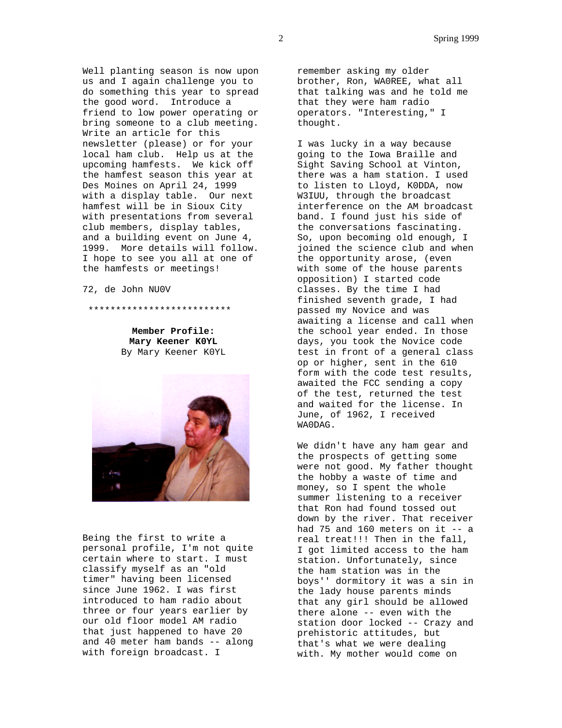Well planting season is now upon us and I again challenge you to do something this year to spread the good word. Introduce a friend to low power operating or bring someone to a club meeting. Write an article for this newsletter (please) or for your local ham club. Help us at the upcoming hamfests. We kick off the hamfest season this year at Des Moines on April 24, 1999 with a display table. Our next hamfest will be in Sioux City with presentations from several club members, display tables, and a building event on June 4, 1999. More details will follow. I hope to see you all at one of the hamfests or meetings!

72, de John NU0V

***************************

**Member Profile:**
**Mary Keener K0YL**
By Mary Keener K0YL

Being the first to write a personal profile, I'm not quite certain where to start. I must classify myself as an "old timer" having been licensed since June 1962. I was first introduced to ham radio about three or four years earlier by our old floor model AM radio that just happened to have 20 and 40 meter ham bands -- along with foreign broadcast. I remember asking my older brother, Ron, WA0REE, what all that talking was and he told me that they were ham radio operators. "Interesting," I thought.

I was lucky in a way because going to the Iowa Braille and Sight Saving School at Vinton, there was a ham station. I used to listen to Lloyd, K0DDA, now W3IUU, through the broadcast interference on the AM broadcast band. I found just his side of the conversations fascinating. So, upon becoming old enough, I joined the science club and when the opportunity arose, (even with some of the house parents opposition) I started code classes. By the time I had finished seventh grade, I had passed my Novice and was awaiting a license and call when the school year ended. In those days, you took the Novice code test in front of a general class op or higher, sent in the 610 form with the code test results, awaited the FCC sending a copy of the test, returned the test and waited for the license. In June, of 1962, I received WA0DAG.

We didn't have any ham gear and the prospects of getting some were not good. My father thought the hobby a waste of time and money, so I spent the whole summer listening to a receiver that Ron had found tossed out down by the river. That receiver had 75 and 160 meters on it -- a real treat!!! Then in the fall, I got limited access to the ham station. Unfortunately, since the ham station was in the boys'' dormitory it was a sin in the lady house parents minds that any girl should be allowed there alone -- even with the station door locked -- Crazy and prehistoric attitudes, but that's what we were dealing with. My mother would come on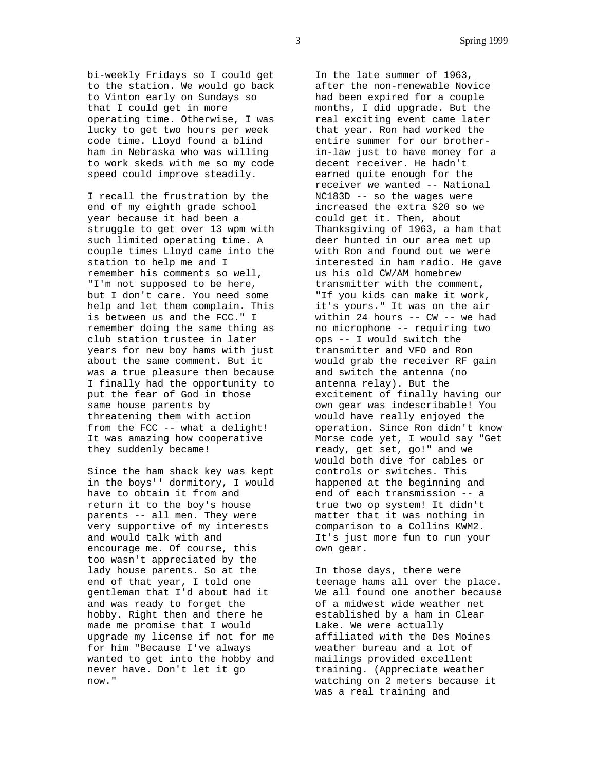bi-weekly Fridays so I could get to the station. We would go back to Vinton early on Sundays so that I could get in more operating time. Otherwise, I was lucky to get two hours per week code time. Lloyd found a blind ham in Nebraska who was willing to work skeds with me so my code speed could improve steadily.

I recall the frustration by the end of my eighth grade school year because it had been a struggle to get over 13 wpm with such limited operating time. A couple times Lloyd came into the station to help me and I remember his comments so well, "I'm not supposed to be here, but I don't care. You need some help and let them complain. This is between us and the FCC." I remember doing the same thing as club station trustee in later years for new boy hams with just about the same comment. But it was a true pleasure then because I finally had the opportunity to put the fear of God in those same house parents by threatening them with action from the FCC -- what a delight! It was amazing how cooperative they suddenly became!

Since the ham shack key was kept in the boys'' dormitory, I would have to obtain it from and return it to the boy's house parents -- all men. They were very supportive of my interests and would talk with and encourage me. Of course, this too wasn't appreciated by the lady house parents. So at the end of that year, I told one gentleman that I'd about had it and was ready to forget the hobby. Right then and there he made me promise that I would upgrade my license if not for me for him "Because I've always wanted to get into the hobby and never have. Don't let it go now."

In the late summer of 1963, after the non-renewable Novice had been expired for a couple months, I did upgrade. But the real exciting event came later that year. Ron had worked the entire summer for our brother-in-law just to have money for a decent receiver. He hadn't earned quite enough for the receiver we wanted -- National NC183D -- so the wages were increased the extra $20 so we could get it. Then, about Thanksgiving of 1963, a ham that deer hunted in our area met up with Ron and found out we were interested in ham radio. He gave us his old CW/AM homebrew transmitter with the comment, "If you kids can make it work, it's yours." It was on the air within 24 hours -- CW -- we had no microphone -- requiring two ops -- I would switch the transmitter and VFO and Ron would grab the receiver RF gain and switch the antenna (no antenna relay). But the excitement of finally having our own gear was indescribable! You would have really enjoyed the operation. Since Ron didn't know Morse code yet, I would say "Get ready, get set, go!" and we would both dive for cables or controls or switches. This happened at the beginning and end of each transmission -- a true two op system! It didn't matter that it was nothing in comparison to a Collins KWM2. It's just more fun to run your own gear.

In those days, there were teenage hams all over the place. We all found one another because of a midwest wide weather net established by a ham in Clear Lake. We were actually affiliated with the Des Moines weather bureau and a lot of mailings provided excellent training. (Appreciate weather watching on 2 meters because it was a real training and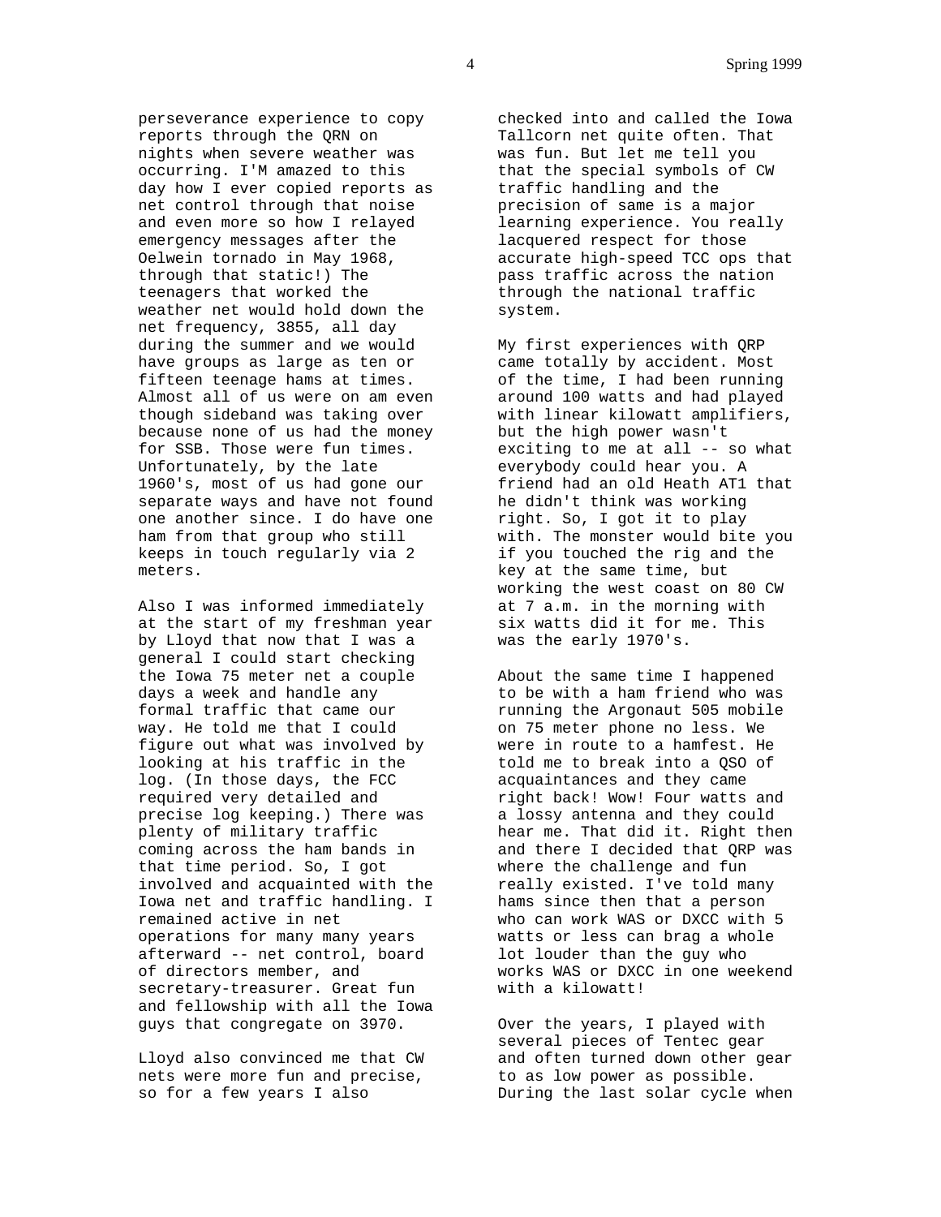perseverance experience to copy reports through the QRN on nights when severe weather was occurring. I'M amazed to this day how I ever copied reports as net control through that noise and even more so how I relayed emergency messages after the Oelwein tornado in May 1968, through that static!) The teenagers that worked the weather net would hold down the net frequency, 3855, all day during the summer and we would have groups as large as ten or fifteen teenage hams at times. Almost all of us were on am even though sideband was taking over because none of us had the money for SSB. Those were fun times. Unfortunately, by the late 1960's, most of us had gone our separate ways and have not found one another since. I do have one ham from that group who still keeps in touch regularly via 2 meters.

Also I was informed immediately at the start of my freshman year by Lloyd that now that I was a general I could start checking the Iowa 75 meter net a couple days a week and handle any formal traffic that came our way. He told me that I could figure out what was involved by looking at his traffic in the log. (In those days, the FCC required very detailed and precise log keeping.) There was plenty of military traffic coming across the ham bands in that time period. So, I got involved and acquainted with the Iowa net and traffic handling. I remained active in net operations for many many years afterward -- net control, board of directors member, and secretary-treasurer. Great fun and fellowship with all the Iowa guys that congregate on 3970.

Lloyd also convinced me that CW nets were more fun and precise, so for a few years I also checked into and called the Iowa Tallcorn net quite often. That was fun. But let me tell you that the special symbols of CW traffic handling and the precision of same is a major learning experience. You really lacquered respect for those accurate high-speed TCC ops that pass traffic across the nation through the national traffic system.

My first experiences with QRP came totally by accident. Most of the time, I had been running around 100 watts and had played with linear kilowatt amplifiers, but the high power wasn't exciting to me at all -- so what everybody could hear you. A friend had an old Heath AT1 that he didn't think was working right. So, I got it to play with. The monster would bite you if you touched the rig and the key at the same time, but working the west coast on 80 CW at 7 a.m. in the morning with six watts did it for me. This was the early 1970's.

About the same time I happened to be with a ham friend who was running the Argonaut 505 mobile on 75 meter phone no less. We were in route to a hamfest. He told me to break into a QSO of acquaintances and they came right back! Wow! Four watts and a lossy antenna and they could hear me. That did it. Right then and there I decided that QRP was where the challenge and fun really existed. I've told many hams since then that a person who can work WAS or DXCC with 5 watts or less can brag a whole lot louder than the guy who works WAS or DXCC in one weekend with a kilowatt!

Over the years, I played with several pieces of Tentec gear and often turned down other gear to as low power as possible. During the last solar cycle when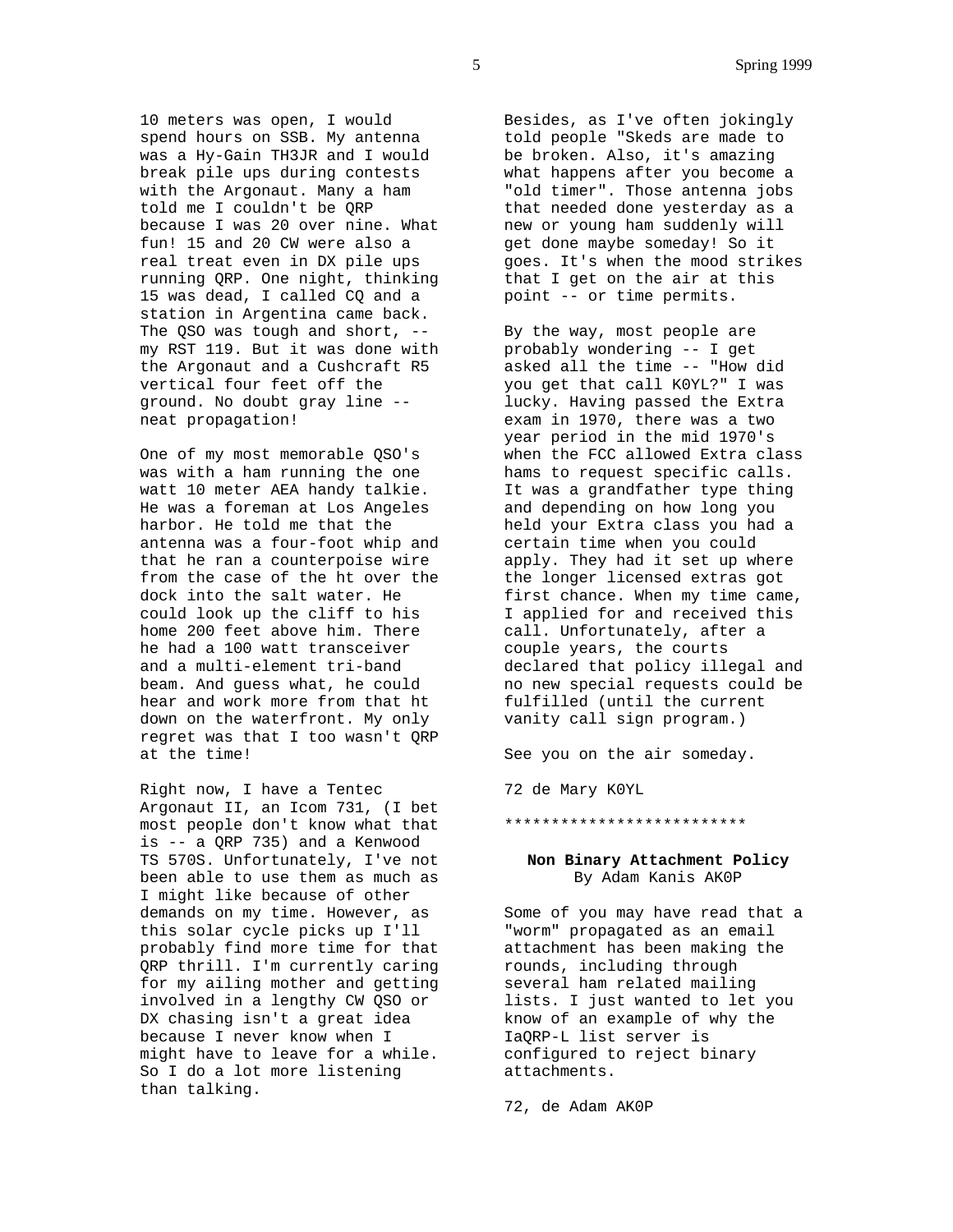10 meters was open, I would spend hours on SSB. My antenna was a Hy-Gain TH3JR and I would break pile ups during contests with the Argonaut. Many a ham told me I couldn't be QRP because I was 20 over nine. What fun! 15 and 20 CW were also a real treat even in DX pile ups running QRP. One night, thinking 15 was dead, I called CQ and a station in Argentina came back. The QSO was tough and short, -- my RST 119. But it was done with the Argonaut and a Cushcraft R5 vertical four feet off the ground. No doubt gray line -- neat propagation!

One of my most memorable QSO's was with a ham running the one watt 10 meter AEA handy talkie. He was a foreman at Los Angeles harbor. He told me that the antenna was a four-foot whip and that he ran a counterpoise wire from the case of the ht over the dock into the salt water. He could look up the cliff to his home 200 feet above him. There he had a 100 watt transceiver and a multi-element tri-band beam. And guess what, he could hear and work more from that ht down on the waterfront. My only regret was that I too wasn't QRP at the time!

Right now, I have a Tentec Argonaut II, an Icom 731, (I bet most people don't know what that is -- a QRP 735) and a Kenwood TS 570S. Unfortunately, I've not been able to use them as much as I might like because of other demands on my time. However, as this solar cycle picks up I'll probably find more time for that QRP thrill. I'm currently caring for my ailing mother and getting involved in a lengthy CW QSO or DX chasing isn't a great idea because I never know when I might have to leave for a while. So I do a lot more listening than talking.

Besides, as I've often jokingly told people "Skeds are made to be broken. Also, it's amazing what happens after you become a "old timer". Those antenna jobs that needed done yesterday as a new or young ham suddenly will get done maybe someday! So it goes. It's when the mood strikes that I get on the air at this point -- or time permits.

By the way, most people are probably wondering -- I get asked all the time -- "How did you get that call K0YL?" I was lucky. Having passed the Extra exam in 1970, there was a two year period in the mid 1970's when the FCC allowed Extra class hams to request specific calls. It was a grandfather type thing and depending on how long you held your Extra class you had a certain time when you could apply. They had it set up where the longer licensed extras got first chance. When my time came, I applied for and received this call. Unfortunately, after a couple years, the courts declared that policy illegal and no new special requests could be fulfilled (until the current vanity call sign program.)

See you on the air someday.

72 de Mary K0YL

**************************

**Non Binary Attachment Policy**
By Adam Kanis AK0P

Some of you may have read that a "worm" propagated as an email attachment has been making the rounds, including through several ham related mailing lists. I just wanted to let you know of an example of why the IaQRP-L list server is configured to reject binary attachments.

72, de Adam AK0P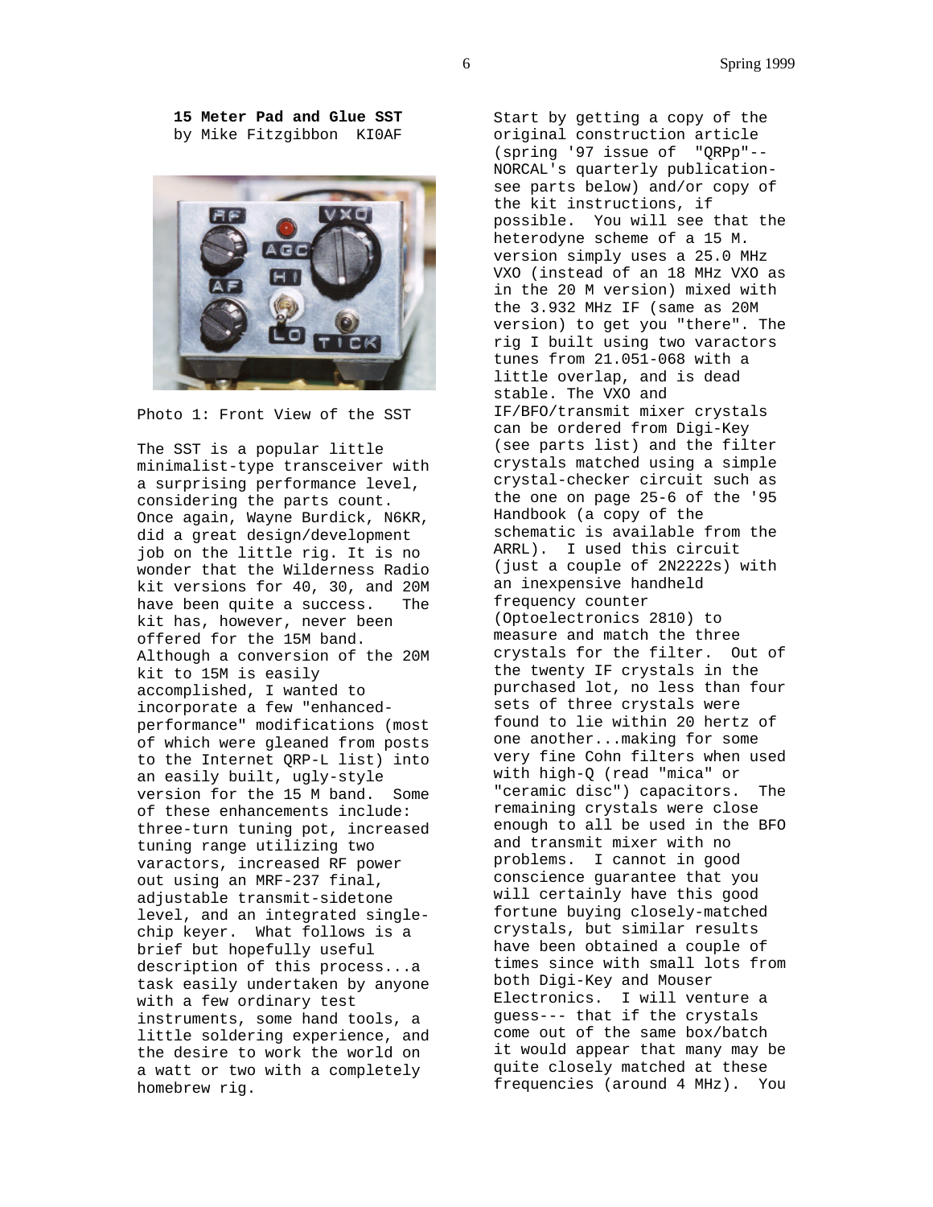**15 Meter Pad and Glue SST**
by Mike Fitzgibbon KI0AF

Photo 1: Front View of the SST

The SST is a popular little minimalist-type transceiver with a surprising performance level, considering the parts count. Once again, Wayne Burdick, N6KR, did a great design/development job on the little rig. It is no wonder that the Wilderness Radio kit versions for 40, 30, and 20M have been quite a success. The kit has, however, never been offered for the 15M band. Although a conversion of the 20M kit to 15M is easily accomplished, I wanted to incorporate a few "enhanced-performance" modifications (most of which were gleaned from posts to the Internet QRP-L list) into an easily built, ugly-style version for the 15 M band. Some of these enhancements include: three-turn tuning pot, increased tuning range utilizing two varactors, increased RF power out using an MRF-237 final, adjustable transmit-sidetone level, and an integrated single-chip keyer. What follows is a brief but hopefully useful description of this process...a task easily undertaken by anyone with a few ordinary test instruments, some hand tools, a little soldering experience, and the desire to work the world on a watt or two with a completely homebrew rig.

Start by getting a copy of the original construction article (spring '97 issue of "QRPp"--NORCAL's quarterly publication-see parts below) and/or copy of the kit instructions, if possible. You will see that the heterodyne scheme of a 15 M. version simply uses a 25.0 MHz VXO (instead of an 18 MHz VXO as in the 20 M version) mixed with the 3.932 MHz IF (same as 20M version) to get you "there". The rig I built using two varactors tunes from 21.051-068 with a little overlap, and is dead stable. The VXO and IF/BFO/transmit mixer crystals can be ordered from Digi-Key (see parts list) and the filter crystals matched using a simple crystal-checker circuit such as the one on page 25-6 of the '95 Handbook (a copy of the schematic is available from the ARRL). I used this circuit (just a couple of 2N2222s) with an inexpensive handheld frequency counter (Optoelectronics 2810) to measure and match the three crystals for the filter. Out of the twenty IF crystals in the purchased lot, no less than four sets of three crystals were found to lie within 20 hertz of one another...making for some very fine Cohn filters when used with high-Q (read "mica" or "ceramic disc") capacitors. The remaining crystals were close enough to all be used in the BFO and transmit mixer with no problems. I cannot in good conscience guarantee that you will certainly have this good fortune buying closely-matched crystals, but similar results have been obtained a couple of times since with small lots from both Digi-Key and Mouser Electronics. I will venture a guess--- that if the crystals come out of the same box/batch it would appear that many may be quite closely matched at these frequencies (around 4 MHz). You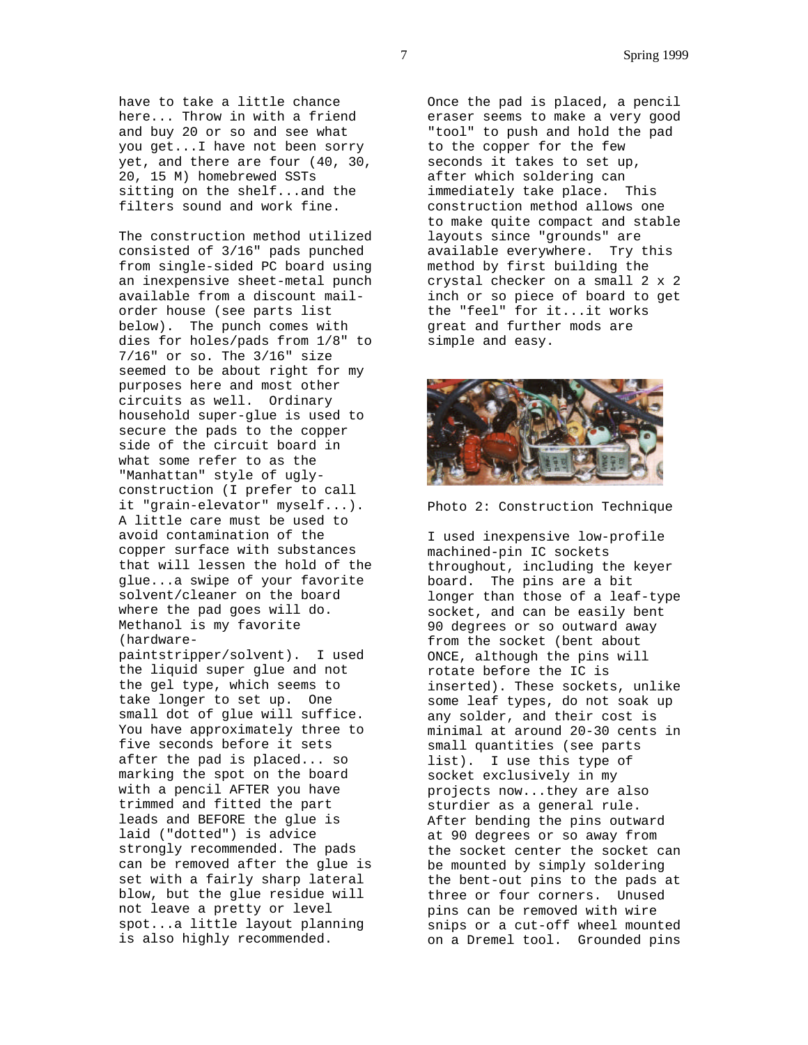have to take a little chance here... Throw in with a friend and buy 20 or so and see what you get...I have not been sorry yet, and there are four (40, 30, 20, 15 M) homebrewed SSTs sitting on the shelf...and the filters sound and work fine.

The construction method utilized consisted of 3/16" pads punched from single-sided PC board using an inexpensive sheet-metal punch available from a discount mail-order house (see parts list below). The punch comes with dies for holes/pads from 1/8" to 7/16" or so. The 3/16" size seemed to be about right for my purposes here and most other circuits as well. Ordinary household super-glue is used to secure the pads to the copper side of the circuit board in what some refer to as the "Manhattan" style of ugly-construction (I prefer to call it "grain-elevator" myself...). A little care must be used to avoid contamination of the copper surface with substances that will lessen the hold of the glue...a swipe of your favorite solvent/cleaner on the board where the pad goes will do. Methanol is my favorite (hardware-paintstripper/solvent). I used the liquid super glue and not the gel type, which seems to take longer to set up. One small dot of glue will suffice. You have approximately three to five seconds before it sets after the pad is placed... so marking the spot on the board with a pencil AFTER you have trimmed and fitted the part leads and BEFORE the glue is laid ("dotted") is advice strongly recommended. The pads can be removed after the glue is set with a fairly sharp lateral blow, but the glue residue will not leave a pretty or level spot...a little layout planning is also highly recommended.

Once the pad is placed, a pencil eraser seems to make a very good "tool" to push and hold the pad to the copper for the few seconds it takes to set up, after which soldering can immediately take place. This construction method allows one to make quite compact and stable layouts since "grounds" are available everywhere. Try this method by first building the crystal checker on a small 2 x 2 inch or so piece of board to get the "feel" for it...it works great and further mods are simple and easy.

Photo 2: Construction Technique

I used inexpensive low-profile machined-pin IC sockets throughout, including the keyer board. The pins are a bit longer than those of a leaf-type socket, and can be easily bent 90 degrees or so outward away from the socket (bent about ONCE, although the pins will rotate before the IC is inserted). These sockets, unlike some leaf types, do not soak up any solder, and their cost is minimal at around 20-30 cents in small quantities (see parts list). I use this type of socket exclusively in my projects now...they are also sturdier as a general rule. After bending the pins outward at 90 degrees or so away from the socket center the socket can be mounted by simply soldering the bent-out pins to the pads at three or four corners. Unused pins can be removed with wire snips or a cut-off wheel mounted on a Dremel tool. Grounded pins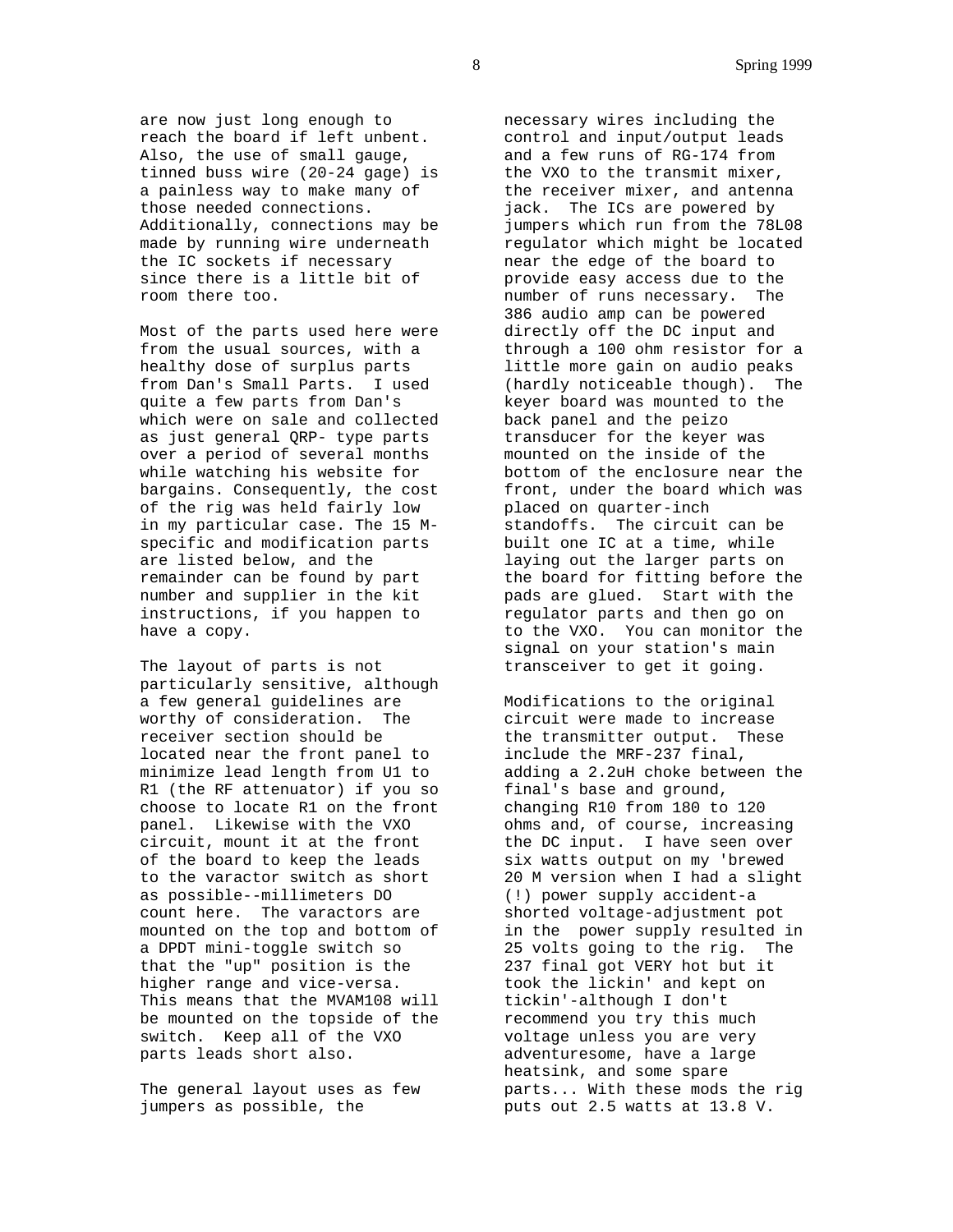are now just long enough to reach the board if left unbent. Also, the use of small gauge, tinned buss wire (20-24 gage) is a painless way to make many of those needed connections. Additionally, connections may be made by running wire underneath the IC sockets if necessary since there is a little bit of room there too.

Most of the parts used here were from the usual sources, with a healthy dose of surplus parts from Dan's Small Parts. I used quite a few parts from Dan's which were on sale and collected as just general QRP- type parts over a period of several months while watching his website for bargains. Consequently, the cost of the rig was held fairly low in my particular case. The 15 M-specific and modification parts are listed below, and the remainder can be found by part number and supplier in the kit instructions, if you happen to have a copy.

The layout of parts is not particularly sensitive, although a few general guidelines are worthy of consideration. The receiver section should be located near the front panel to minimize lead length from U1 to R1 (the RF attenuator) if you so choose to locate R1 on the front panel. Likewise with the VXO circuit, mount it at the front of the board to keep the leads to the varactor switch as short as possible--millimeters DO count here. The varactors are mounted on the top and bottom of a DPDT mini-toggle switch so that the "up" position is the higher range and vice-versa. This means that the MVAM108 will be mounted on the topside of the switch. Keep all of the VXO parts leads short also.

The general layout uses as few jumpers as possible, the necessary wires including the control and input/output leads and a few runs of RG-174 from the VXO to the transmit mixer, the receiver mixer, and antenna jack. The ICs are powered by jumpers which run from the 78L08 regulator which might be located near the edge of the board to provide easy access due to the number of runs necessary. The 386 audio amp can be powered directly off the DC input and through a 100 ohm resistor for a little more gain on audio peaks (hardly noticeable though). The keyer board was mounted to the back panel and the peizo transducer for the keyer was mounted on the inside of the bottom of the enclosure near the front, under the board which was placed on quarter-inch standoffs. The circuit can be built one IC at a time, while laying out the larger parts on the board for fitting before the pads are glued. Start with the regulator parts and then go on to the VXO. You can monitor the signal on your station's main transceiver to get it going.

Modifications to the original circuit were made to increase the transmitter output. These include the MRF-237 final, adding a 2.2uH choke between the final's base and ground, changing R10 from 180 to 120 ohms and, of course, increasing the DC input. I have seen over six watts output on my 'brewed 20 M version when I had a slight (!) power supply accident-a shorted voltage-adjustment pot in the power supply resulted in 25 volts going to the rig. The 237 final got VERY hot but it took the lickin' and kept on tickin'-although I don't recommend you try this much voltage unless you are very adventuresome, have a large heatsink, and some spare parts... With these mods the rig puts out 2.5 watts at 13.8 V.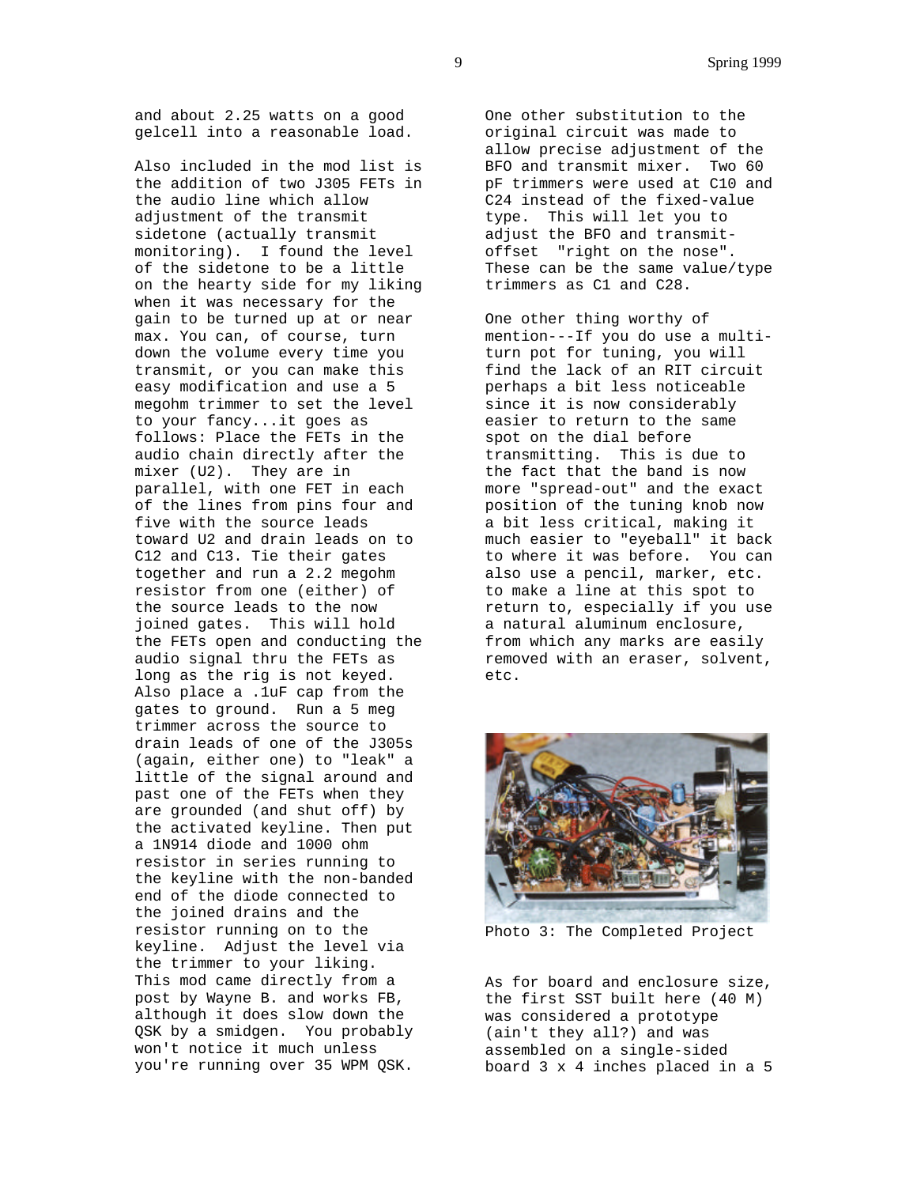and about 2.25 watts on a good gelcell into a reasonable load.

Also included in the mod list is the addition of two J305 FETs in the audio line which allow adjustment of the transmit sidetone (actually transmit monitoring). I found the level of the sidetone to be a little on the hearty side for my liking when it was necessary for the gain to be turned up at or near max. You can, of course, turn down the volume every time you transmit, or you can make this easy modification and use a 5 megohm trimmer to set the level to your fancy...it goes as follows: Place the FETs in the audio chain directly after the mixer (U2). They are in parallel, with one FET in each of the lines from pins four and five with the source leads toward U2 and drain leads on to C12 and C13. Tie their gates together and run a 2.2 megohm resistor from one (either) of the source leads to the now joined gates. This will hold the FETs open and conducting the audio signal thru the FETs as long as the rig is not keyed. Also place a .1uF cap from the gates to ground. Run a 5 meg trimmer across the source to drain leads of one of the J305s (again, either one) to "leak" a little of the signal around and past one of the FETs when they are grounded (and shut off) by the activated keyline. Then put a 1N914 diode and 1000 ohm resistor in series running to the keyline with the non-banded end of the diode connected to the joined drains and the resistor running on to the keyline. Adjust the level via the trimmer to your liking. This mod came directly from a post by Wayne B. and works FB, although it does slow down the QSK by a smidgen. You probably won't notice it much unless you're running over 35 WPM QSK.

One other substitution to the original circuit was made to allow precise adjustment of the BFO and transmit mixer. Two 60 pF trimmers were used at C10 and C24 instead of the fixed-value type. This will let you to adjust the BFO and transmit-offset "right on the nose". These can be the same value/type trimmers as C1 and C28.

One other thing worthy of mention---If you do use a multi-turn pot for tuning, you will find the lack of an RIT circuit perhaps a bit less noticeable since it is now considerably easier to return to the same spot on the dial before transmitting. This is due to the fact that the band is now more "spread-out" and the exact position of the tuning knob now a bit less critical, making it much easier to "eyeball" it back to where it was before. You can also use a pencil, marker, etc. to make a line at this spot to return to, especially if you use a natural aluminum enclosure, from which any marks are easily removed with an eraser, solvent, etc.

Photo 3: The Completed Project

As for board and enclosure size, the first SST built here (40 M) was considered a prototype (ain't they all?) and was assembled on a single-sided board 3 x 4 inches placed in a 5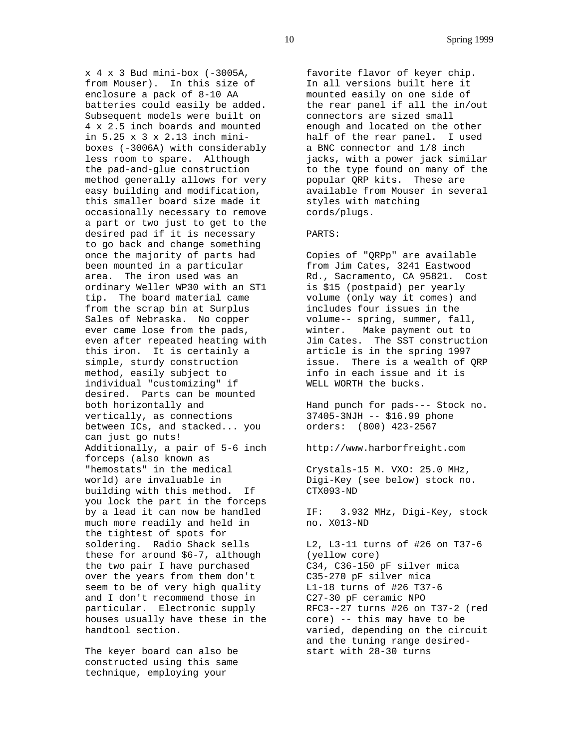x 4 x 3 Bud mini-box (-3005A, from Mouser). In this size of enclosure a pack of 8-10 AA batteries could easily be added. Subsequent models were built on 4 x 2.5 inch boards and mounted in 5.25 x 3 x 2.13 inch mini-boxes (-3006A) with considerably less room to spare. Although the pad-and-glue construction method generally allows for very easy building and modification, this smaller board size made it occasionally necessary to remove a part or two just to get to the desired pad if it is necessary to go back and change something once the majority of parts had been mounted in a particular area. The iron used was an ordinary Weller WP30 with an ST1 tip. The board material came from the scrap bin at Surplus Sales of Nebraska. No copper ever came lose from the pads, even after repeated heating with this iron. It is certainly a simple, sturdy construction method, easily subject to individual "customizing" if desired. Parts can be mounted both horizontally and vertically, as connections between ICs, and stacked... you can just go nuts! Additionally, a pair of 5-6 inch forceps (also known as "hemostats" in the medical world) are invaluable in building with this method. If you lock the part in the forceps by a lead it can now be handled much more readily and held in the tightest of spots for soldering. Radio Shack sells these for around $6-7, although the two pair I have purchased over the years from them don't seem to be of very high quality and I don't recommend those in particular. Electronic supply houses usually have these in the handtool section.

The keyer board can also be constructed using this same technique, employing your favorite flavor of keyer chip. In all versions built here it mounted easily on one side of the rear panel if all the in/out connectors are sized small enough and located on the other half of the rear panel. I used a BNC connector and 1/8 inch jacks, with a power jack similar to the type found on many of the popular QRP kits. These are available from Mouser in several styles with matching cords/plugs.

PARTS:

Copies of "QRPp" are available from Jim Cates, 3241 Eastwood Rd., Sacramento, CA 95821. Cost is $15 (postpaid) per yearly volume (only way it comes) and includes four issues in the volume-- spring, summer, fall, winter. Make payment out to Jim Cates. The SST construction article is in the spring 1997 issue. There is a wealth of QRP info in each issue and it is WELL WORTH the bucks.

Hand punch for pads--- Stock no. 37405-3NJH -- $16.99 phone orders: (800) 423-2567

http://www.harborfreight.com

Crystals-15 M. VXO: 25.0 MHz, Digi-Key (see below) stock no. CTX093-ND

IF: 3.932 MHz, Digi-Key, stock no. X013-ND

L2, L3-11 turns of #26 on T37-6 (yellow core)
C34, C36-150 pF silver mica
C35-270 pF silver mica
L1-18 turns of #26 T37-6
C27-30 pF ceramic NPO
RFC3--27 turns #26 on T37-2 (red core) -- this may have to be varied, depending on the circuit and the tuning range desired- start with 28-30 turns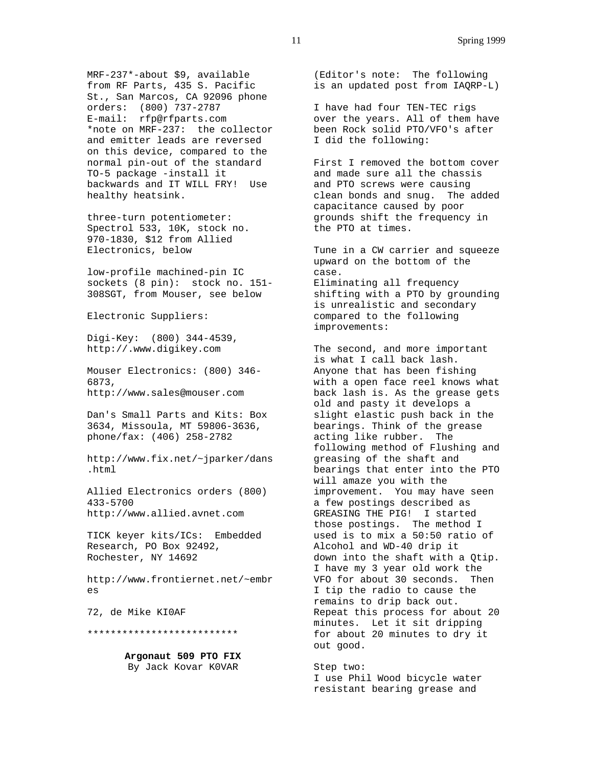MRF-237*-about $9, available from RF Parts, 435 S. Pacific St., San Marcos, CA 92096 phone orders: (800) 737-2787 E-mail: rfp@rfparts.com
*note on MRF-237: the collector and emitter leads are reversed on this device, compared to the normal pin-out of the standard TO-5 package -install it backwards and IT WILL FRY! Use healthy heatsink.

three-turn potentiometer: Spectrol 533, 10K, stock no. 970-1830, $12 from Allied Electronics, below

low-profile machined-pin IC sockets (8 pin): stock no. 151-308SGT, from Mouser, see below

Electronic Suppliers:

Digi-Key: (800) 344-4539, http://.www.digikey.com

Mouser Electronics: (800) 346-6873, http://www.sales@mouser.com

Dan's Small Parts and Kits: Box 3634, Missoula, MT 59806-3636, phone/fax: (406) 258-2782

http://www.fix.net/~jparker/dans.html

Allied Electronics orders (800) 433-5700 http://www.allied.avnet.com

TICK keyer kits/ICs: Embedded Research, PO Box 92492, Rochester, NY 14692

http://www.frontiernet.net/~embres

72, de Mike KI0AF

**************************

## Argonaut 509 PTO FIX

By Jack Kovar K0VAR

(Editor's note: The following is an updated post from IAQRP-L)

I have had four TEN-TEC rigs over the years. All of them have been Rock solid PTO/VFO's after I did the following:

First I removed the bottom cover and made sure all the chassis and PTO screws were causing clean bonds and snug. The added capacitance caused by poor grounds shift the frequency in the PTO at times.

Tune in a CW carrier and squeeze upward on the bottom of the case.
Eliminating all frequency shifting with a PTO by grounding is unrealistic and secondary compared to the following improvements:

The second, and more important is what I call back lash. Anyone that has been fishing with a open face reel knows what back lash is. As the grease gets old and pasty it develops a slight elastic push back in the bearings. Think of the grease acting like rubber. The following method of Flushing and greasing of the shaft and bearings that enter into the PTO will amaze you with the improvement. You may have seen a few postings described as GREASING THE PIG! I started those postings. The method I used is to mix a 50:50 ratio of Alcohol and WD-40 drip it down into the shaft with a Qtip. I have my 3 year old work the VFO for about 30 seconds. Then I tip the radio to cause the remains to drip back out. Repeat this process for about 20 minutes. Let it sit dripping for about 20 minutes to dry it out good.

Step two:
I use Phil Wood bicycle water resistant bearing grease and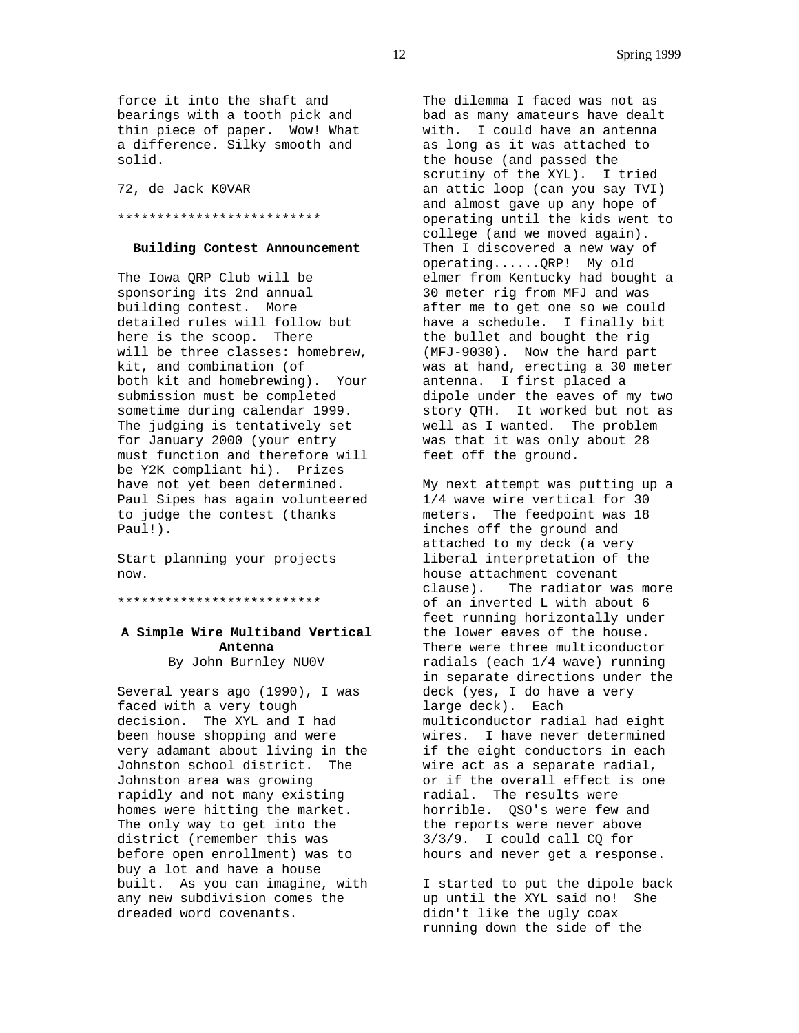force it into the shaft and bearings with a tooth pick and thin piece of paper. Wow! What a difference. Silky smooth and solid.

72, de Jack K0VAR

**************************

**Building Contest Announcement**

The Iowa QRP Club will be sponsoring its 2nd annual building contest. More detailed rules will follow but here is the scoop. There will be three classes: homebrew, kit, and combination (of both kit and homebrewing). Your submission must be completed sometime during calendar 1999. The judging is tentatively set for January 2000 (your entry must function and therefore will be Y2K compliant hi). Prizes have not yet been determined. Paul Sipes has again volunteered to judge the contest (thanks Paul!).

Start planning your projects now.

**************************

## A Simple Wire Multiband Vertical Antenna

By John Burnley NU0V

Several years ago (1990), I was faced with a very tough decision. The XYL and I had been house shopping and were very adamant about living in the Johnston school district. The Johnston area was growing rapidly and not many existing homes were hitting the market. The only way to get into the district (remember this was before open enrollment) was to buy a lot and have a house built. As you can imagine, with any new subdivision comes the dreaded word covenants.

The dilemma I faced was not as bad as many amateurs have dealt with. I could have an antenna as long as it was attached to the house (and passed the scrutiny of the XYL). I tried an attic loop (can you say TVI) and almost gave up any hope of operating until the kids went to college (and we moved again). Then I discovered a new way of operating......QRP! My old elmer from Kentucky had bought a 30 meter rig from MFJ and was after me to get one so we could have a schedule. I finally bit the bullet and bought the rig (MFJ-9030). Now the hard part was at hand, erecting a 30 meter antenna. I first placed a dipole under the eaves of my two story QTH. It worked but not as well as I wanted. The problem was that it was only about 28 feet off the ground.

My next attempt was putting up a 1/4 wave wire vertical for 30 meters. The feedpoint was 18 inches off the ground and attached to my deck (a very liberal interpretation of the house attachment covenant clause). The radiator was more of an inverted L with about 6 feet running horizontally under the lower eaves of the house. There were three multiconductor radials (each 1/4 wave) running in separate directions under the deck (yes, I do have a very large deck). Each multiconductor radial had eight wires. I have never determined if the eight conductors in each wire act as a separate radial, or if the overall effect is one radial. The results were horrible. QSO's were few and the reports were never above 3/3/9. I could call CQ for hours and never get a response.

I started to put the dipole back up until the XYL said no! She didn't like the ugly coax running down the side of the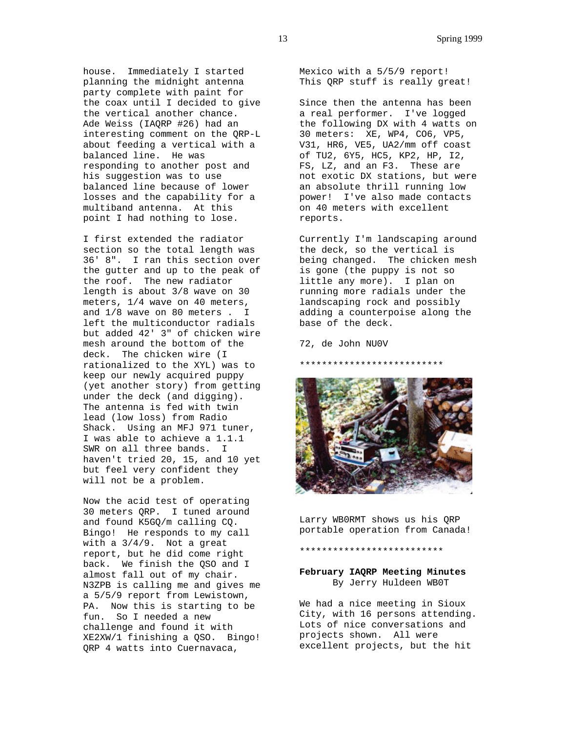house. Immediately I started planning the midnight antenna party complete with paint for the coax until I decided to give the vertical another chance. Ade Weiss (IAQRP #26) had an interesting comment on the QRP-L about feeding a vertical with a balanced line. He was responding to another post and his suggestion was to use balanced line because of lower losses and the capability for a multiband antenna. At this point I had nothing to lose.

I first extended the radiator section so the total length was 36' 8". I ran this section over the gutter and up to the peak of the roof. The new radiator length is about 3/8 wave on 30 meters, 1/4 wave on 40 meters, and 1/8 wave on 80 meters . I left the multiconductor radials but added 42' 3" of chicken wire mesh around the bottom of the deck. The chicken wire (I rationalized to the XYL) was to keep our newly acquired puppy (yet another story) from getting under the deck (and digging). The antenna is fed with twin lead (low loss) from Radio Shack. Using an MFJ 971 tuner, I was able to achieve a 1.1.1 SWR on all three bands. I haven't tried 20, 15, and 10 yet but feel very confident they will not be a problem.

Now the acid test of operating 30 meters QRP. I tuned around and found K5GQ/m calling CQ. Bingo! He responds to my call with a 3/4/9. Not a great report, but he did come right back. We finish the QSO and I almost fall out of my chair. N3ZPB is calling me and gives me a 5/5/9 report from Lewistown, PA. Now this is starting to be fun. So I needed a new challenge and found it with XE2XW/1 finishing a QSO. Bingo! QRP 4 watts into Cuernavaca, Mexico with a 5/5/9 report! This QRP stuff is really great!

Since then the antenna has been a real performer. I've logged the following DX with 4 watts on 30 meters: XE, WP4, CO6, VP5, V31, HR6, VE5, UA2/mm off coast of TU2, 6Y5, HC5, KP2, HP, I2, FS, LZ, and an F3. These are not exotic DX stations, but were an absolute thrill running low power! I've also made contacts on 40 meters with excellent reports.

Currently I'm landscaping around the deck, so the vertical is being changed. The chicken mesh is gone (the puppy is not so little any more). I plan on running more radials under the landscaping rock and possibly adding a counterpoise along the base of the deck.

72, de John NU0V

**************************

Larry WB0RMT shows us his QRP portable operation from Canada!

**************************

**February IAQRP Meeting Minutes**
By Jerry Huldeen WB0T

We had a nice meeting in Sioux City, with 16 persons attending. Lots of nice conversations and projects shown. All were excellent projects, but the hit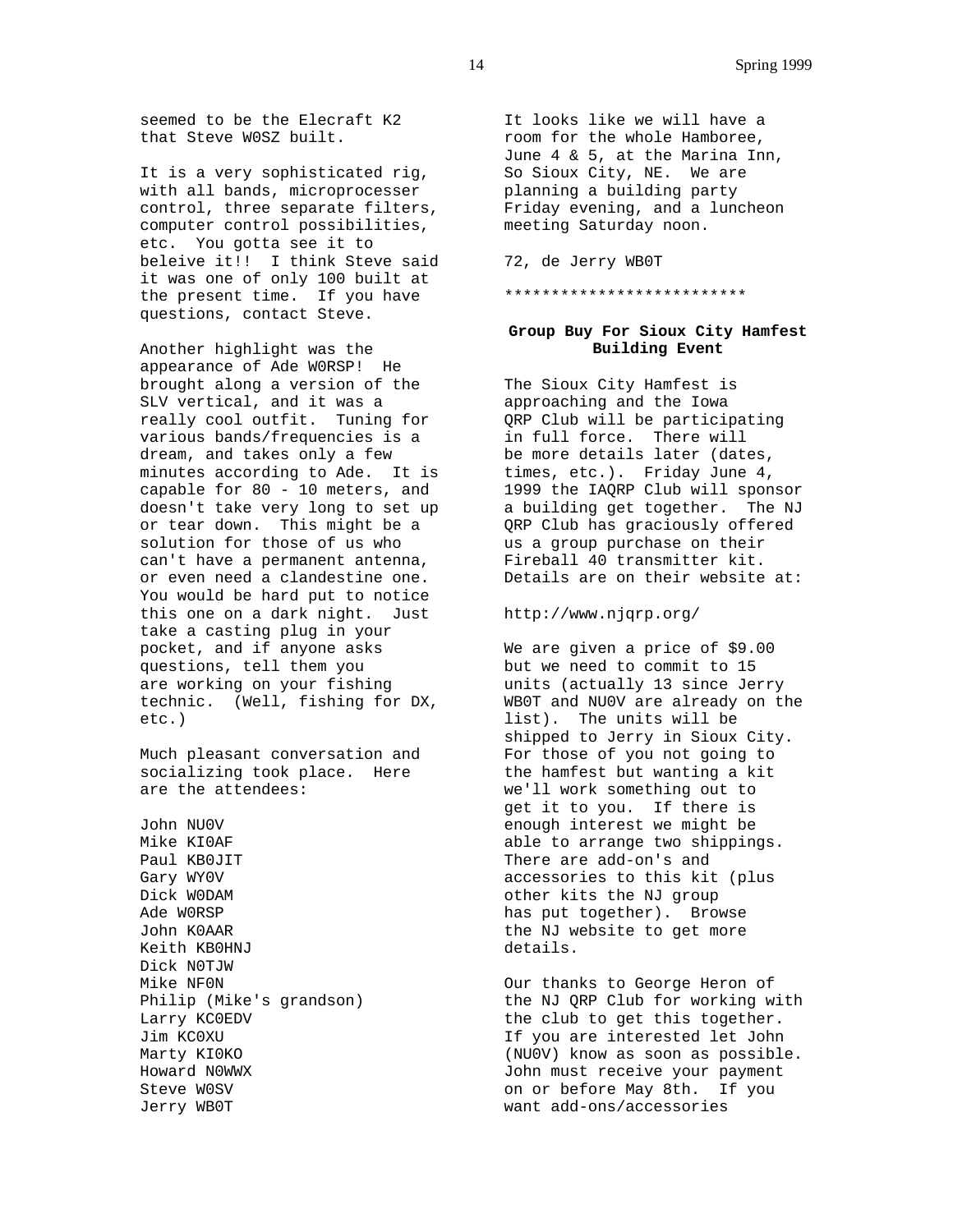seemed to be the Elecraft K2 that Steve W0SZ built.

It is a very sophisticated rig, with all bands, microprocesser control, three separate filters, computer control possibilities, etc. You gotta see it to beleive it!! I think Steve said it was one of only 100 built at the present time. If you have questions, contact Steve.

Another highlight was the appearance of Ade W0RSP! He brought along a version of the SLV vertical, and it was a really cool outfit. Tuning for various bands/frequencies is a dream, and takes only a few minutes according to Ade. It is capable for 80 - 10 meters, and doesn't take very long to set up or tear down. This might be a solution for those of us who can't have a permanent antenna, or even need a clandestine one. You would be hard put to notice this one on a dark night. Just take a casting plug in your pocket, and if anyone asks questions, tell them you are working on your fishing technic. (Well, fishing for DX, etc.)

Much pleasant conversation and socializing took place. Here are the attendees:

John NU0V
Mike KI0AF
Paul KB0JIT
Gary WY0V
Dick W0DAM
Ade W0RSP
John K0AAR
Keith KB0HNJ
Dick N0TJW
Mike NF0N
Philip (Mike's grandson)
Larry KC0EDV
Jim KC0XU
Marty KI0KO
Howard N0WWX
Steve W0SV
Jerry WB0T

It looks like we will have a room for the whole Hamboree, June 4 & 5, at the Marina Inn, So Sioux City, NE. We are planning a building party Friday evening, and a luncheon meeting Saturday noon.

72, de Jerry WB0T

**************************

**Group Buy For Sioux City Hamfest Building Event**

The Sioux City Hamfest is approaching and the Iowa QRP Club will be participating in full force. There will be more details later (dates, times, etc.). Friday June 4, 1999 the IAQRP Club will sponsor a building get together. The NJ QRP Club has graciously offered us a group purchase on their Fireball 40 transmitter kit. Details are on their website at:

http://www.njqrp.org/

We are given a price of $9.00 but we need to commit to 15 units (actually 13 since Jerry WB0T and NU0V are already on the list). The units will be shipped to Jerry in Sioux City. For those of you not going to the hamfest but wanting a kit we'll work something out to get it to you. If there is enough interest we might be able to arrange two shippings. There are add-on's and accessories to this kit (plus other kits the NJ group has put together). Browse the NJ website to get more details.

Our thanks to George Heron of the NJ QRP Club for working with the club to get this together. If you are interested let John (NU0V) know as soon as possible. John must receive your payment on or before May 8th. If you want add-ons/accessories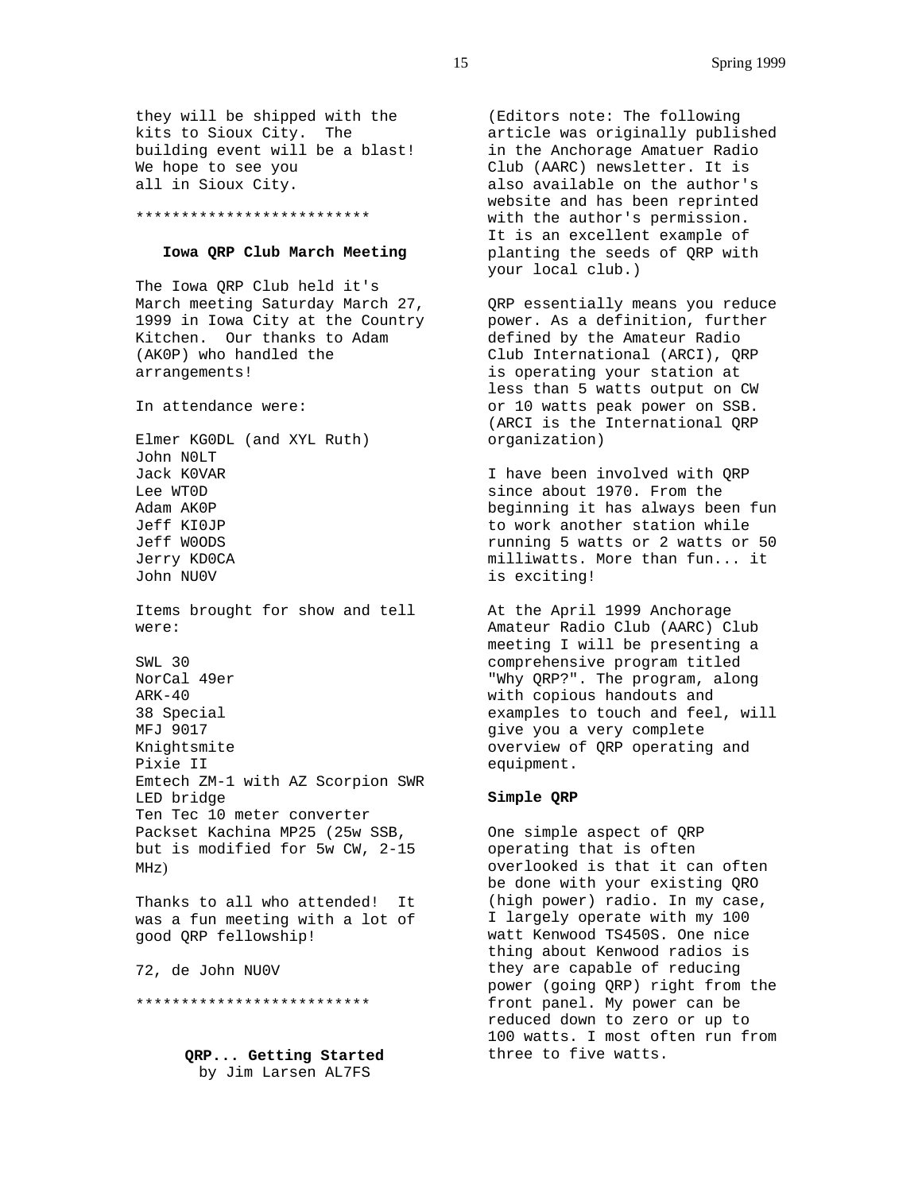they will be shipped with the kits to Sioux City. The building event will be a blast! We hope to see you all in Sioux City.

**************************

### Iowa QRP Club March Meeting

The Iowa QRP Club held it's March meeting Saturday March 27, 1999 in Iowa City at the Country Kitchen. Our thanks to Adam (AK0P) who handled the arrangements!

In attendance were:

Elmer KG0DL (and XYL Ruth)
John N0LT
Jack K0VAR
Lee WT0D
Adam AK0P
Jeff KI0JP
Jeff W0ODS
Jerry KD0CA
John NU0V

Items brought for show and tell were:

SWL 30
NorCal 49er
ARK-40
38 Special
MFJ 9017
Knightsmite
Pixie II
Emtech ZM-1 with AZ Scorpion SWR LED bridge
Ten Tec 10 meter converter
Packset Kachina MP25 (25w SSB, but is modified for 5w CW, 2-15 MHz)

Thanks to all who attended! It was a fun meeting with a lot of good QRP fellowship!

72, de John NU0V

**************************

### QRP... Getting Started
by Jim Larsen AL7FS

(Editors note: The following article was originally published in the Anchorage Amatuer Radio Club (AARC) newsletter. It is also available on the author's website and has been reprinted with the author's permission. It is an excellent example of planting the seeds of QRP with your local club.)

QRP essentially means you reduce power. As a definition, further defined by the Amateur Radio Club International (ARCI), QRP is operating your station at less than 5 watts output on CW or 10 watts peak power on SSB. (ARCI is the International QRP organization)

I have been involved with QRP since about 1970. From the beginning it has always been fun to work another station while running 5 watts or 2 watts or 50 milliwatts. More than fun... it is exciting!

At the April 1999 Anchorage Amateur Radio Club (AARC) Club meeting I will be presenting a comprehensive program titled "Why QRP?". The program, along with copious handouts and examples to touch and feel, will give you a very complete overview of QRP operating and equipment.

**Simple QRP**

One simple aspect of QRP operating that is often overlooked is that it can often be done with your existing QRO (high power) radio. In my case, I largely operate with my 100 watt Kenwood TS450S. One nice thing about Kenwood radios is they are capable of reducing power (going QRP) right from the front panel. My power can be reduced down to zero or up to 100 watts. I most often run from three to five watts.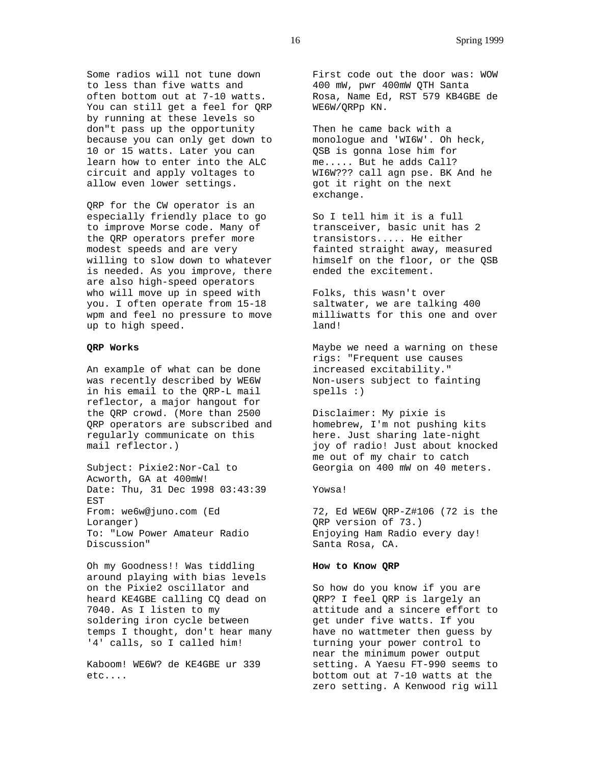Some radios will not tune down to less than five watts and often bottom out at 7-10 watts. You can still get a feel for QRP by running at these levels so don"t pass up the opportunity because you can only get down to 10 or 15 watts. Later you can learn how to enter into the ALC circuit and apply voltages to allow even lower settings.

QRP for the CW operator is an especially friendly place to go to improve Morse code. Many of the QRP operators prefer more modest speeds and are very willing to slow down to whatever is needed. As you improve, there are also high-speed operators who will move up in speed with you. I often operate from 15-18 wpm and feel no pressure to move up to high speed.

**QRP Works**

An example of what can be done was recently described by WE6W in his email to the QRP-L mail reflector, a major hangout for the QRP crowd. (More than 2500 QRP operators are subscribed and regularly communicate on this mail reflector.)

Subject: Pixie2:Nor-Cal to Acworth, GA at 400mW!
Date: Thu, 31 Dec 1998 03:43:39 EST
From: we6w@juno.com (Ed Loranger)
To: "Low Power Amateur Radio Discussion"

Oh my Goodness!! Was tiddling around playing with bias levels on the Pixie2 oscillator and heard KE4GBE calling CQ dead on 7040. As I listen to my soldering iron cycle between temps I thought, don't hear many '4' calls, so I called him!

Kaboom! WE6W? de KE4GBE ur 339 etc....

First code out the door was: WOW 400 mW, pwr 400mW QTH Santa Rosa, Name Ed, RST 579 KB4GBE de WE6W/QRPp KN.

Then he came back with a monologue and 'WI6W'. Oh heck, QSB is gonna lose him for me..... But he adds Call? WI6W??? call agn pse. BK And he got it right on the next exchange.

So I tell him it is a full transceiver, basic unit has 2 transistors..... He either fainted straight away, measured himself on the floor, or the QSB ended the excitement.

Folks, this wasn't over saltwater, we are talking 400 milliwatts for this one and over land!

Maybe we need a warning on these rigs: "Frequent use causes increased excitability." Non-users subject to fainting spells :)

Disclaimer: My pixie is homebrew, I'm not pushing kits here. Just sharing late-night joy of radio! Just about knocked me out of my chair to catch Georgia on 400 mW on 40 meters.

Yowsa!

72, Ed WE6W QRP-Z#106 (72 is the QRP version of 73.)
Enjoying Ham Radio every day!
Santa Rosa, CA.

**How to Know QRP**

So how do you know if you are QRP? I feel QRP is largely an attitude and a sincere effort to get under five watts. If you have no wattmeter then guess by turning your power control to near the minimum power output setting. A Yaesu FT-990 seems to bottom out at 7-10 watts at the zero setting. A Kenwood rig will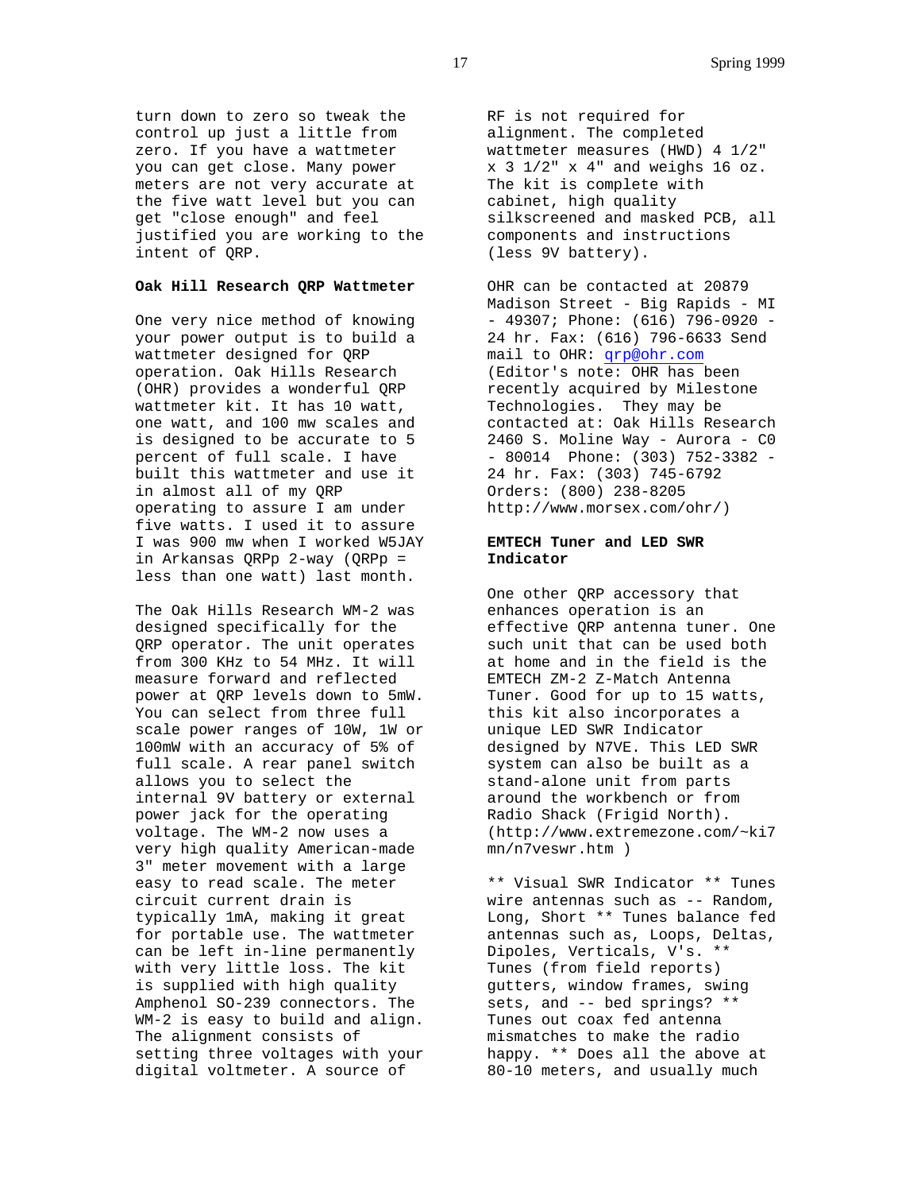turn down to zero so tweak the control up just a little from zero. If you have a wattmeter you can get close. Many power meters are not very accurate at the five watt level but you can get "close enough" and feel justified you are working to the intent of QRP.

**Oak Hill Research QRP Wattmeter**

One very nice method of knowing your power output is to build a wattmeter designed for QRP operation. Oak Hills Research (OHR) provides a wonderful QRP wattmeter kit. It has 10 watt, one watt, and 100 mw scales and is designed to be accurate to 5 percent of full scale. I have built this wattmeter and use it in almost all of my QRP operating to assure I am under five watts. I used it to assure I was 900 mw when I worked W5JAY in Arkansas QRPp 2-way (QRPp = less than one watt) last month.

The Oak Hills Research WM-2 was designed specifically for the QRP operator. The unit operates from 300 KHz to 54 MHz. It will measure forward and reflected power at QRP levels down to 5mW. You can select from three full scale power ranges of 10W, 1W or 100mW with an accuracy of 5% of full scale. A rear panel switch allows you to select the internal 9V battery or external power jack for the operating voltage. The WM-2 now uses a very high quality American-made 3" meter movement with a large easy to read scale. The meter circuit current drain is typically 1mA, making it great for portable use. The wattmeter can be left in-line permanently with very little loss. The kit is supplied with high quality Amphenol SO-239 connectors. The WM-2 is easy to build and align. The alignment consists of setting three voltages with your digital voltmeter. A source of RF is not required for alignment. The completed wattmeter measures (HWD) 4 1/2" x 3 1/2" x 4" and weighs 16 oz. The kit is complete with cabinet, high quality silkscreened and masked PCB, all components and instructions (less 9V battery).

OHR can be contacted at 20879 Madison Street - Big Rapids - MI - 49307; Phone: (616) 796-0920 - 24 hr. Fax: (616) 796-6633 Send mail to OHR: qrp@ohr.com (Editor's note: OHR has been recently acquired by Milestone Technologies. They may be contacted at: Oak Hills Research 2460 S. Moline Way - Aurora - C0 - 80014 Phone: (303) 752-3382 - 24 hr. Fax: (303) 745-6792 Orders: (800) 238-8205 http://www.morsex.com/ohr/)

**EMTECH Tuner and LED SWR Indicator**

One other QRP accessory that enhances operation is an effective QRP antenna tuner. One such unit that can be used both at home and in the field is the EMTECH ZM-2 Z-Match Antenna Tuner. Good for up to 15 watts, this kit also incorporates a unique LED SWR Indicator designed by N7VE. This LED SWR system can also be built as a stand-alone unit from parts around the workbench or from Radio Shack (Frigid North). (http://www.extremezone.com/~ki7mn/n7veswr.htm )

** Visual SWR Indicator ** Tunes wire antennas such as -- Random, Long, Short ** Tunes balance fed antennas such as, Loops, Deltas, Dipoles, Verticals, V's. ** Tunes (from field reports) gutters, window frames, swing sets, and -- bed springs? ** Tunes out coax fed antenna mismatches to make the radio happy. ** Does all the above at 80-10 meters, and usually much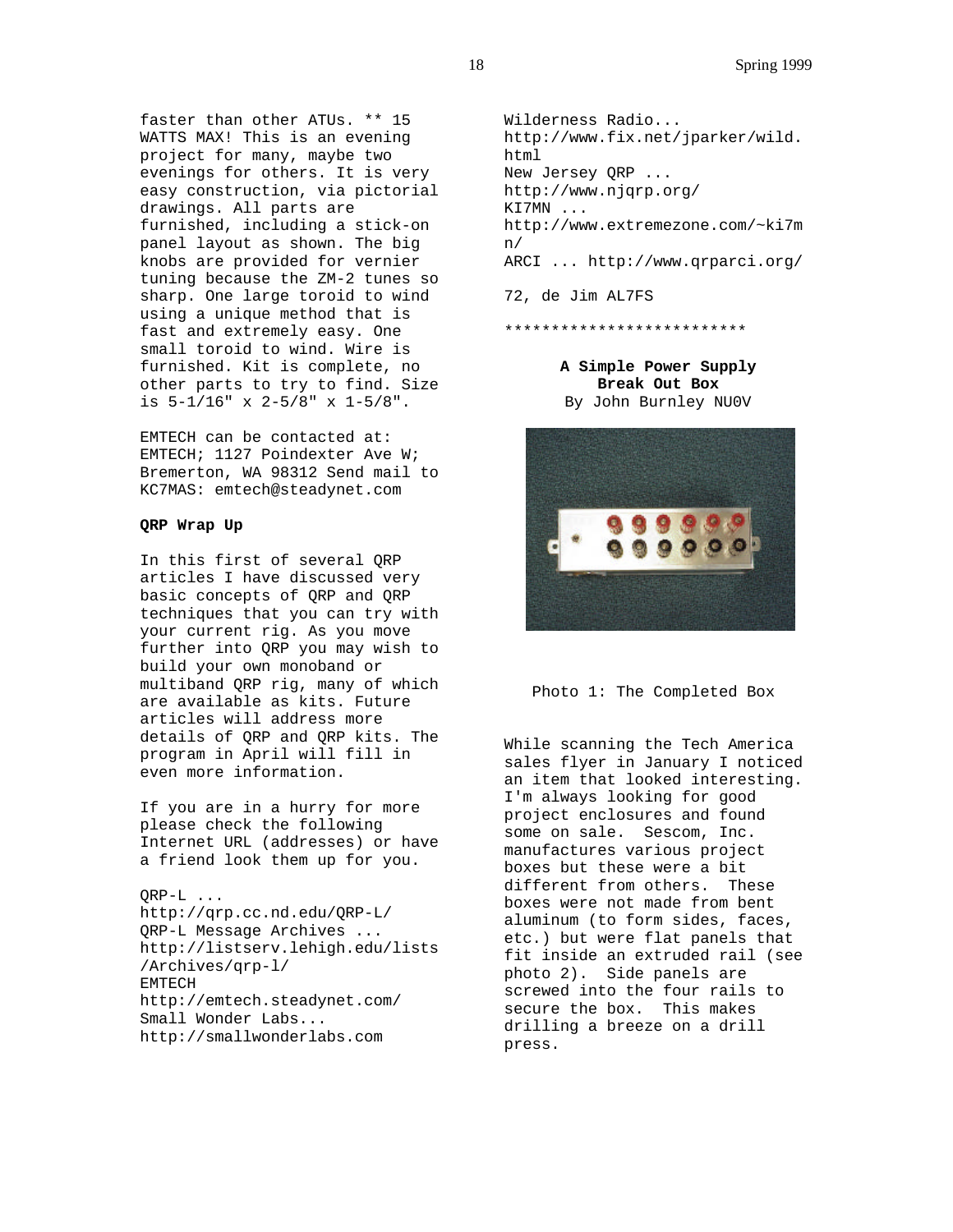faster than other ATUs. ** 15 WATTS MAX! This is an evening project for many, maybe two evenings for others. It is very easy construction, via pictorial drawings. All parts are furnished, including a stick-on panel layout as shown. The big knobs are provided for vernier tuning because the ZM-2 tunes so sharp. One large toroid to wind using a unique method that is fast and extremely easy. One small toroid to wind. Wire is furnished. Kit is complete, no other parts to try to find. Size is 5-1/16" x 2-5/8" x 1-5/8".

EMTECH can be contacted at: EMTECH; 1127 Poindexter Ave W; Bremerton, WA 98312 Send mail to KC7MAS: emtech@steadynet.com

**QRP Wrap Up**

In this first of several QRP articles I have discussed very basic concepts of QRP and QRP techniques that you can try with your current rig. As you move further into QRP you may wish to build your own monoband or multiband QRP rig, many of which are available as kits. Future articles will address more details of QRP and QRP kits. The program in April will fill in even more information.

If you are in a hurry for more please check the following Internet URL (addresses) or have a friend look them up for you.

QRP-L ...
http://qrp.cc.nd.edu/QRP-L/
QRP-L Message Archives ...
http://listserv.lehigh.edu/lists/Archives/qrp-l/
EMTECH
http://emtech.steadynet.com/
Small Wonder Labs...
http://smallwonderlabs.com
Wilderness Radio...
http://www.fix.net/jparker/wild.html
New Jersey QRP ...
http://www.njqrp.org/
KI7MN ...
http://www.extremezone.com/~ki7mn/
ARCI ... http://www.qrparci.org/

72, de Jim AL7FS

***************************

**A Simple Power Supply Break Out Box**

By John Burnley NU0V

Photo 1: The Completed Box

While scanning the Tech America sales flyer in January I noticed an item that looked interesting. I'm always looking for good project enclosures and found some on sale. Sescom, Inc. manufactures various project boxes but these were a bit different from others. These boxes were not made from bent aluminum (to form sides, faces, etc.) but were flat panels that fit inside an extruded rail (see photo 2). Side panels are screwed into the four rails to secure the box. This makes drilling a breeze on a drill press.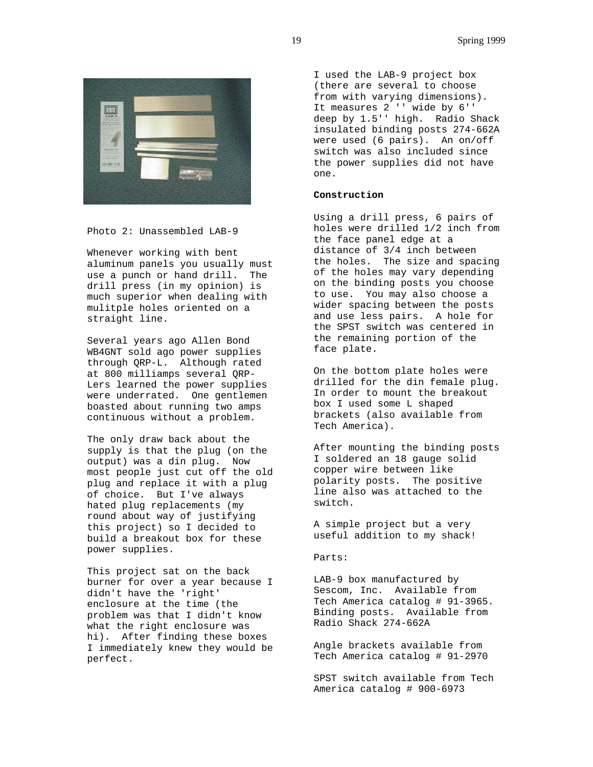Photo 2: Unassembled LAB-9

Whenever working with bent aluminum panels you usually must use a punch or hand drill. The drill press (in my opinion) is much superior when dealing with mulitple holes oriented on a straight line.

Several years ago Allen Bond WB4GNT sold ago power supplies through QRP-L. Although rated at 800 milliamps several QRP-Lers learned the power supplies were underrated. One gentlemen boasted about running two amps continuous without a problem.

The only draw back about the supply is that the plug (on the output) was a din plug. Now most people just cut off the old plug and replace it with a plug of choice. But I've always hated plug replacements (my round about way of justifying this project) so I decided to build a breakout box for these power supplies.

This project sat on the back burner for over a year because I didn't have the 'right' enclosure at the time (the problem was that I didn't know what the right enclosure was hi). After finding these boxes I immediately knew they would be perfect.

I used the LAB-9 project box (there are several to choose from with varying dimensions). It measures 2 '' wide by 6'' deep by 1.5'' high. Radio Shack insulated binding posts 274-662A were used (6 pairs). An on/off switch was also included since the power supplies did not have one.

**Construction**

Using a drill press, 6 pairs of holes were drilled 1/2 inch from the face panel edge at a distance of 3/4 inch between the holes. The size and spacing of the holes may vary depending on the binding posts you choose to use. You may also choose a wider spacing between the posts and use less pairs. A hole for the SPST switch was centered in the remaining portion of the face plate.

On the bottom plate holes were drilled for the din female plug. In order to mount the breakout box I used some L shaped brackets (also available from Tech America).

After mounting the binding posts I soldered an 18 gauge solid copper wire between like polarity posts. The positive line also was attached to the switch.

A simple project but a very useful addition to my shack!

Parts:

LAB-9 box manufactured by Sescom, Inc. Available from Tech America catalog # 91-3965.
Binding posts. Available from Radio Shack 274-662A

Angle brackets available from Tech America catalog # 91-2970

SPST switch available from Tech America catalog # 900-6973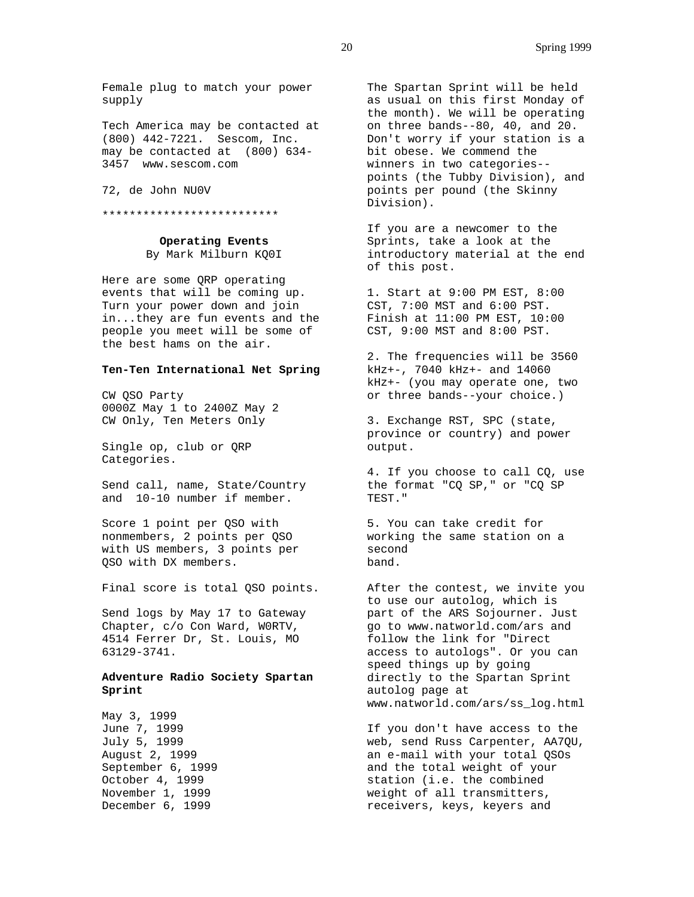Female plug to match your power supply

Tech America may be contacted at (800) 442-7221. Sescom, Inc. may be contacted at (800) 634-3457 www.sescom.com

72, de John NU0V

***************************

### Operating Events

By Mark Milburn KQ0I

Here are some QRP operating events that will be coming up. Turn your power down and join in...they are fun events and the people you meet will be some of the best hams on the air.

**Ten-Ten International Net Spring**

CW QSO Party
0000Z May 1 to 2400Z May 2
CW Only, Ten Meters Only

Single op, club or QRP Categories.

Send call, name, State/Country and 10-10 number if member.

Score 1 point per QSO with nonmembers, 2 points per QSO with US members, 3 points per QSO with DX members.

Final score is total QSO points.

Send logs by May 17 to Gateway Chapter, c/o Con Ward, W0RTV, 4514 Ferrer Dr, St. Louis, MO 63129-3741.

**Adventure Radio Society Spartan Sprint**

May 3, 1999
June 7, 1999
July 5, 1999
August 2, 1999
September 6, 1999
October 4, 1999
November 1, 1999
December 6, 1999

The Spartan Sprint will be held as usual on this first Monday of the month). We will be operating on three bands--80, 40, and 20. Don't worry if your station is a bit obese. We commend the winners in two categories--points (the Tubby Division), and points per pound (the Skinny Division).

If you are a newcomer to the Sprints, take a look at the introductory material at the end of this post.

1. Start at 9:00 PM EST, 8:00 CST, 7:00 MST and 6:00 PST. Finish at 11:00 PM EST, 10:00 CST, 9:00 MST and 8:00 PST.

2. The frequencies will be 3560 kHz+-, 7040 kHz+- and 14060 kHz+- (you may operate one, two or three bands--your choice.)

3. Exchange RST, SPC (state, province or country) and power output.

4. If you choose to call CQ, use the format "CQ SP," or "CQ SP TEST."

5. You can take credit for working the same station on a second band.

After the contest, we invite you to use our autolog, which is part of the ARS Sojourner. Just go to www.natworld.com/ars and follow the link for "Direct access to autologs". Or you can speed things up by going directly to the Spartan Sprint autolog page at www.natworld.com/ars/ss_log.html

If you don't have access to the web, send Russ Carpenter, AA7QU, an e-mail with your total QSOs and the total weight of your station (i.e. the combined weight of all transmitters, receivers, keys, keyers and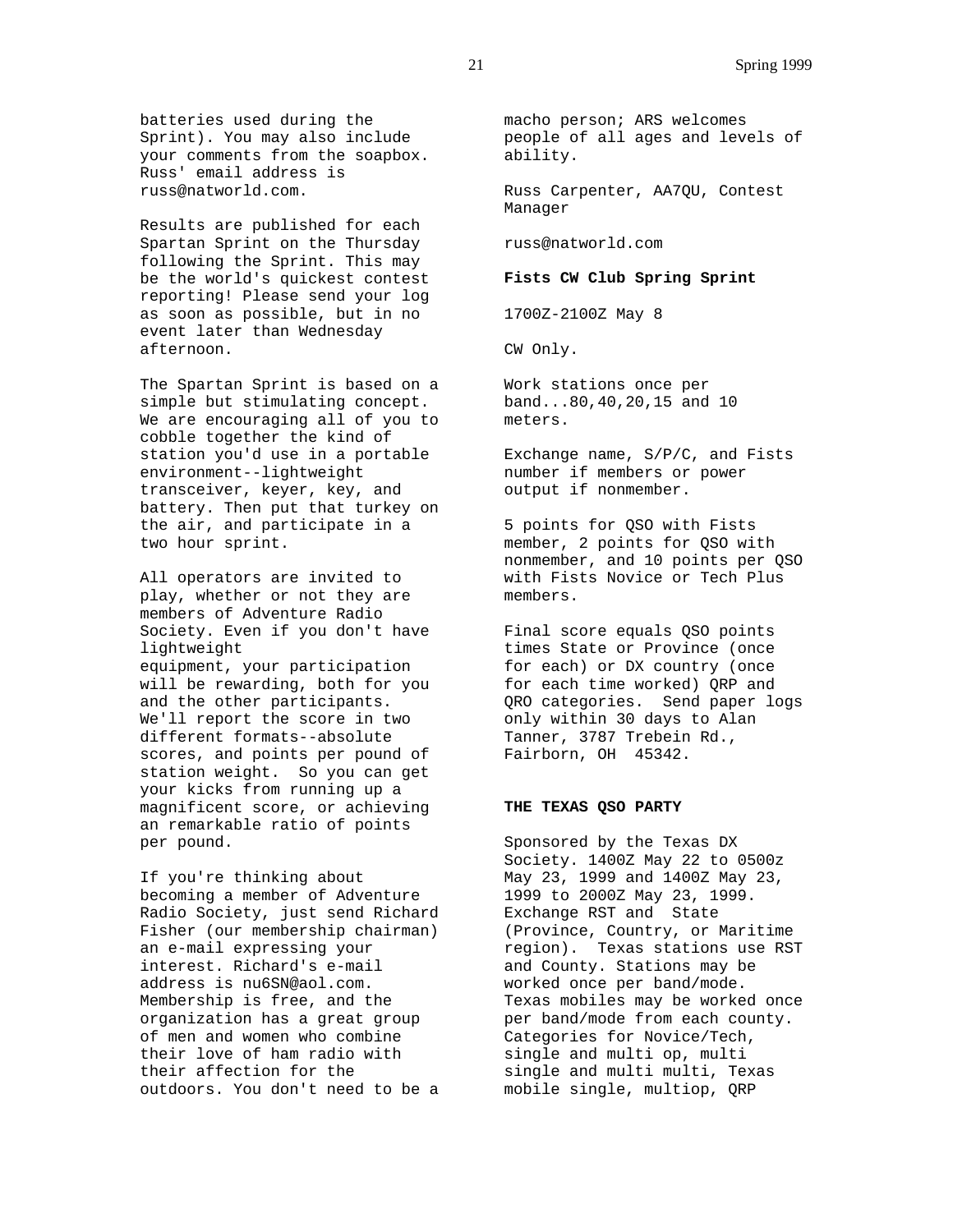batteries used during the Sprint). You may also include your comments from the soapbox. Russ' email address is russ@natworld.com.

Results are published for each Spartan Sprint on the Thursday following the Sprint. This may be the world's quickest contest reporting! Please send your log as soon as possible, but in no event later than Wednesday afternoon.

The Spartan Sprint is based on a simple but stimulating concept. We are encouraging all of you to cobble together the kind of station you'd use in a portable environment--lightweight transceiver, keyer, key, and battery. Then put that turkey on the air, and participate in a two hour sprint.

All operators are invited to play, whether or not they are members of Adventure Radio Society. Even if you don't have lightweight equipment, your participation will be rewarding, both for you and the other participants. We'll report the score in two different formats--absolute scores, and points per pound of station weight. So you can get your kicks from running up a magnificent score, or achieving an remarkable ratio of points per pound.

If you're thinking about becoming a member of Adventure Radio Society, just send Richard Fisher (our membership chairman) an e-mail expressing your interest. Richard's e-mail address is nu6SN@aol.com. Membership is free, and the organization has a great group of men and women who combine their love of ham radio with their affection for the outdoors. You don't need to be a macho person; ARS welcomes people of all ages and levels of ability.

Russ Carpenter, AA7QU, Contest Manager

russ@natworld.com

**Fists CW Club Spring Sprint**

1700Z-2100Z May 8

CW Only.

Work stations once per band...80,40,20,15 and 10 meters.

Exchange name, S/P/C, and Fists number if members or power output if nonmember.

5 points for QSO with Fists member, 2 points for QSO with nonmember, and 10 points per QSO with Fists Novice or Tech Plus members.

Final score equals QSO points times State or Province (once for each) or DX country (once for each time worked) QRP and QRO categories. Send paper logs only within 30 days to Alan Tanner, 3787 Trebein Rd., Fairborn, OH 45342.

**THE TEXAS QSO PARTY**

Sponsored by the Texas DX Society. 1400Z May 22 to 0500z May 23, 1999 and 1400Z May 23, 1999 to 2000Z May 23, 1999. Exchange RST and State (Province, Country, or Maritime region). Texas stations use RST and County. Stations may be worked once per band/mode. Texas mobiles may be worked once per band/mode from each county. Categories for Novice/Tech, single and multi op, multi single and multi multi, Texas mobile single, multiop, QRP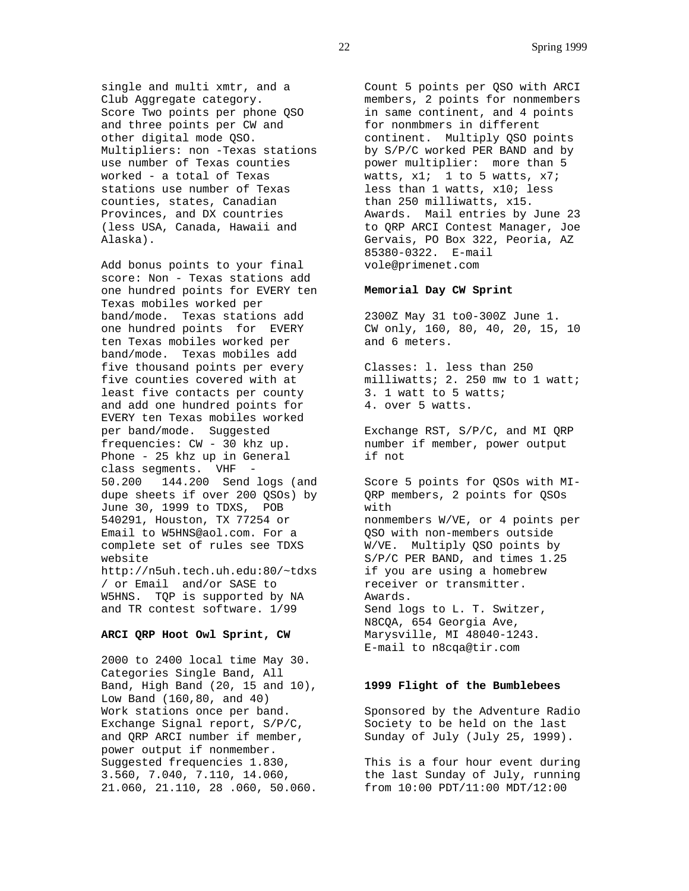single and multi xmtr, and a Club Aggregate category. Score Two points per phone QSO and three points per CW and other digital mode QSO. Multipliers: non -Texas stations use number of Texas counties worked - a total of Texas stations use number of Texas counties, states, Canadian Provinces, and DX countries (less USA, Canada, Hawaii and Alaska).

Add bonus points to your final score: Non - Texas stations add one hundred points for EVERY ten Texas mobiles worked per band/mode. Texas stations add one hundred points for EVERY ten Texas mobiles worked per band/mode. Texas mobiles add five thousand points per every five counties covered with at least five contacts per county and add one hundred points for EVERY ten Texas mobiles worked per band/mode. Suggested frequencies: CW - 30 khz up. Phone - 25 khz up in General class segments. VHF - 50.200 144.200 Send logs (and dupe sheets if over 200 QSOs) by June 30, 1999 to TDXS, POB 540291, Houston, TX 77254 or Email to W5HNS@aol.com. For a complete set of rules see TDXS website http://n5uh.tech.uh.edu:80/~tdxs / or Email and/or SASE to W5HNS. TQP is supported by NA and TR contest software. 1/99

**ARCI QRP Hoot Owl Sprint, CW**

2000 to 2400 local time May 30. Categories Single Band, All Band, High Band (20, 15 and 10), Low Band (160,80, and 40) Work stations once per band. Exchange Signal report, S/P/C, and QRP ARCI number if member, power output if nonmember. Suggested frequencies 1.830, 3.560, 7.040, 7.110, 14.060, 21.060, 21.110, 28 .060, 50.060. Count 5 points per QSO with ARCI members, 2 points for nonmembers in same continent, and 4 points for nonmbmers in different continent. Multiply QSO points by S/P/C worked PER BAND and by power multiplier: more than 5 watts, x1; 1 to 5 watts, x7; less than 1 watts, x10; less than 250 milliwatts, x15. Awards. Mail entries by June 23 to QRP ARCI Contest Manager, Joe Gervais, PO Box 322, Peoria, AZ 85380-0322. E-mail vole@primenet.com

**Memorial Day CW Sprint**

2300Z May 31 to0-300Z June 1. CW only, 160, 80, 40, 20, 15, 10 and 6 meters.

Classes: l. less than 250 milliwatts; 2. 250 mw to 1 watt; 3. 1 watt to 5 watts; 4. over 5 watts.

Exchange RST, S/P/C, and MI QRP number if member, power output if not

Score 5 points for QSOs with MI-QRP members, 2 points for QSOs with nonmembers W/VE, or 4 points per QSO with non-members outside W/VE. Multiply QSO points by S/P/C PER BAND, and times 1.25 if you are using a homebrew receiver or transmitter. Awards.
Send logs to L. T. Switzer, N8CQA, 654 Georgia Ave, Marysville, MI 48040-1243. E-mail to n8cqa@tir.com

**1999 Flight of the Bumblebees**

Sponsored by the Adventure Radio Society to be held on the last Sunday of July (July 25, 1999).

This is a four hour event during the last Sunday of July, running from 10:00 PDT/11:00 MDT/12:00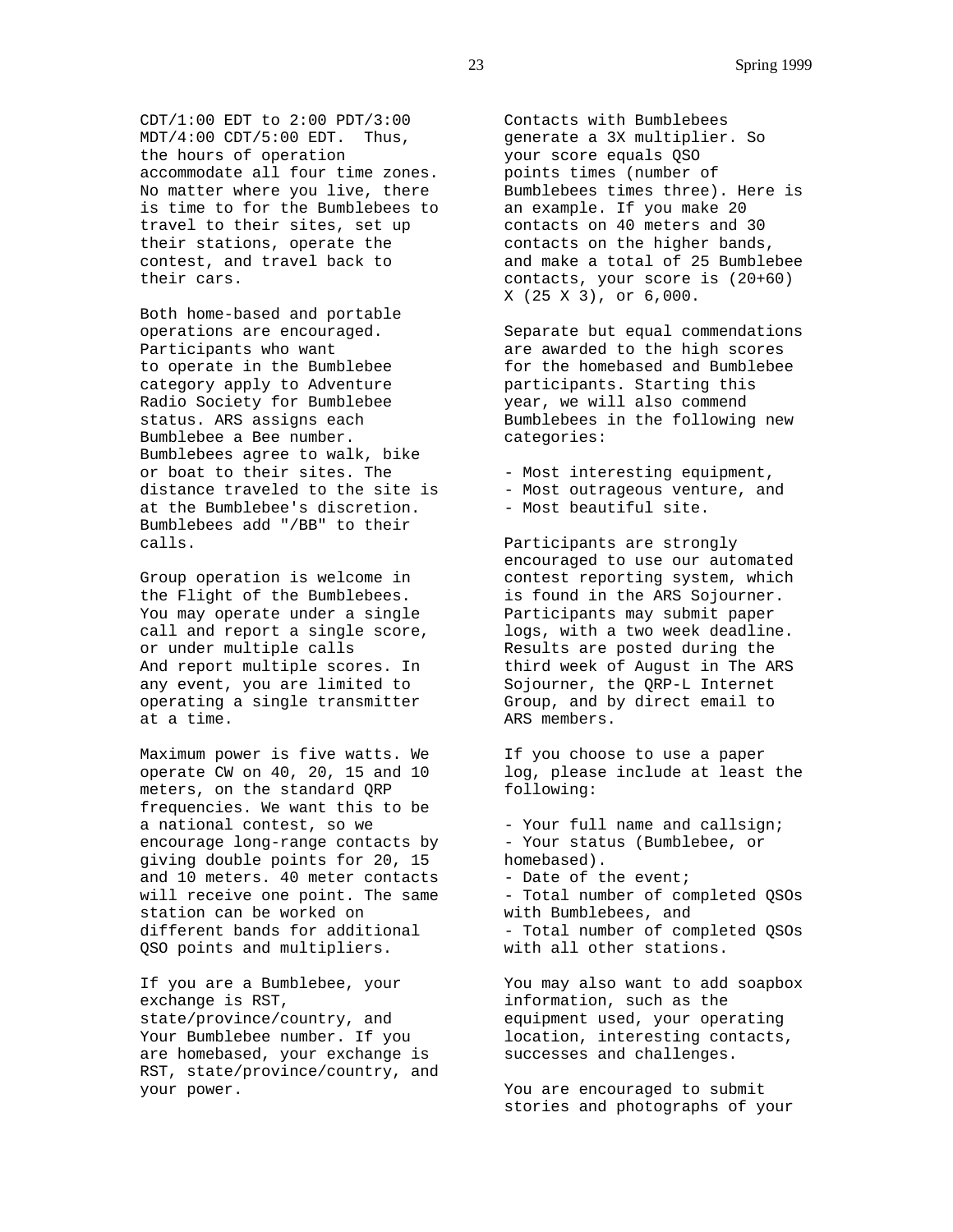CDT/1:00 EDT to 2:00 PDT/3:00 MDT/4:00 CDT/5:00 EDT. Thus, the hours of operation accommodate all four time zones. No matter where you live, there is time to for the Bumblebees to travel to their sites, set up their stations, operate the contest, and travel back to their cars.

Both home-based and portable operations are encouraged. Participants who want to operate in the Bumblebee category apply to Adventure Radio Society for Bumblebee status. ARS assigns each Bumblebee a Bee number. Bumblebees agree to walk, bike or boat to their sites. The distance traveled to the site is at the Bumblebee's discretion. Bumblebees add "/BB" to their calls.

Group operation is welcome in the Flight of the Bumblebees. You may operate under a single call and report a single score, or under multiple calls And report multiple scores. In any event, you are limited to operating a single transmitter at a time.

Maximum power is five watts. We operate CW on 40, 20, 15 and 10 meters, on the standard QRP frequencies. We want this to be a national contest, so we encourage long-range contacts by giving double points for 20, 15 and 10 meters. 40 meter contacts will receive one point. The same station can be worked on different bands for additional QSO points and multipliers.

If you are a Bumblebee, your exchange is RST, state/province/country, and Your Bumblebee number. If you are homebased, your exchange is RST, state/province/country, and your power.

Contacts with Bumblebees generate a 3X multiplier. So your score equals QSO points times (number of Bumblebees times three). Here is an example. If you make 20 contacts on 40 meters and 30 contacts on the higher bands, and make a total of 25 Bumblebee contacts, your score is (20+60) X (25 X 3), or 6,000.

Separate but equal commendations are awarded to the high scores for the homebased and Bumblebee participants. Starting this year, we will also commend Bumblebees in the following new categories:

- Most interesting equipment,
- Most outrageous venture, and
- Most beautiful site.

Participants are strongly encouraged to use our automated contest reporting system, which is found in the ARS Sojourner. Participants may submit paper logs, with a two week deadline. Results are posted during the third week of August in The ARS Sojourner, the QRP-L Internet Group, and by direct email to ARS members.

If you choose to use a paper log, please include at least the following:

- Your full name and callsign;
- Your status (Bumblebee, or homebased).
- Date of the event;
- Total number of completed QSOs with Bumblebees, and
- Total number of completed QSOs with all other stations.

You may also want to add soapbox information, such as the equipment used, your operating location, interesting contacts, successes and challenges.

You are encouraged to submit stories and photographs of your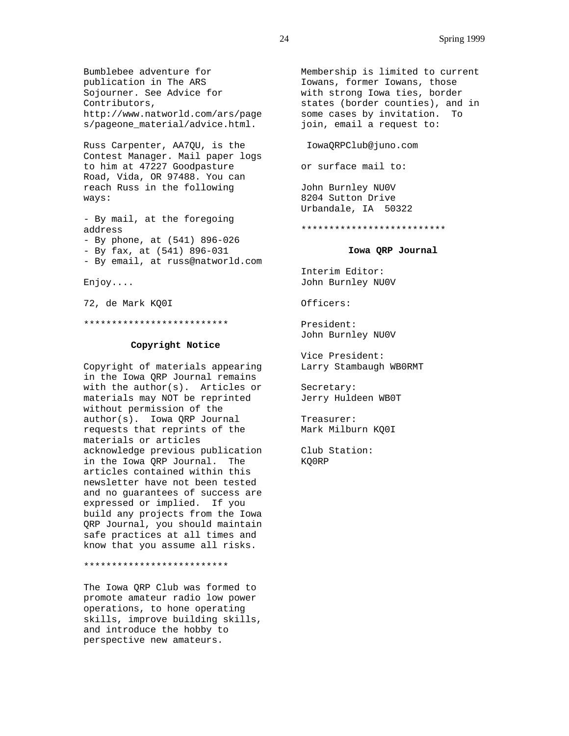Bumblebee adventure for publication in The ARS Sojourner. See Advice for Contributors, http://www.natworld.com/ars/pages/pageone_material/advice.html.

Russ Carpenter, AA7QU, is the Contest Manager. Mail paper logs to him at 47227 Goodpasture Road, Vida, OR 97488. You can reach Russ in the following ways:

- By mail, at the foregoing address
- By phone, at (541) 896-026
- By fax, at (541) 896-031
- By email, at russ@natworld.com

Enjoy....

72, de Mark KQ0I

**************************

**Copyright Notice**

Copyright of materials appearing in the Iowa QRP Journal remains with the author(s). Articles or materials may NOT be reprinted without permission of the author(s). Iowa QRP Journal requests that reprints of the materials or articles acknowledge previous publication in the Iowa QRP Journal. The articles contained within this newsletter have not been tested and no guarantees of success are expressed or implied. If you build any projects from the Iowa QRP Journal, you should maintain safe practices at all times and know that you assume all risks.

**************************

The Iowa QRP Club was formed to promote amateur radio low power operations, to hone operating skills, improve building skills, and introduce the hobby to perspective new amateurs.

Membership is limited to current Iowans, former Iowans, those with strong Iowa ties, border states (border counties), and in some cases by invitation. To join, email a request to:

IowaQRPClub@juno.com

or surface mail to:

John Burnley NU0V
8204 Sutton Drive
Urbandale, IA 50322

**************************

**Iowa QRP Journal**

Interim Editor:
John Burnley NU0V

Officers:

President:
John Burnley NU0V

Vice President:
Larry Stambaugh WB0RMT

Secretary:
Jerry Huldeen WB0T

Treasurer:
Mark Milburn KQ0I

Club Station:
KQ0RP